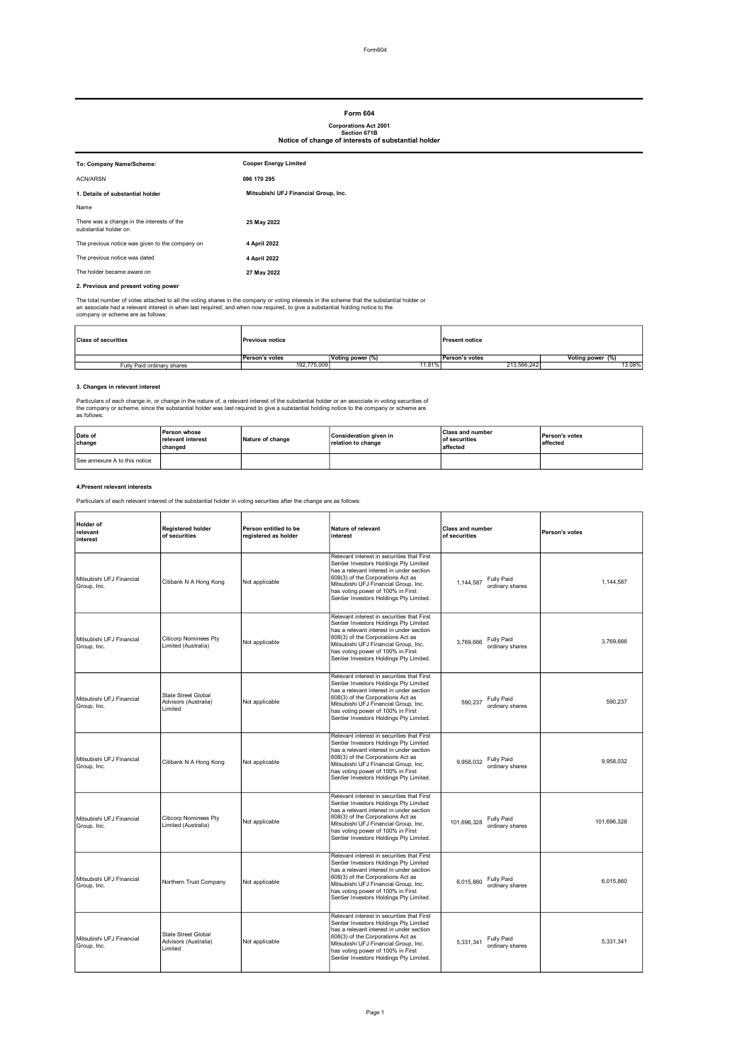# Form 604

**Corporations Act 2001**
**Section 671B**
**Notice of change of interests of substantial holder**

| | |
|---|---|
| **To: Company Name/Scheme:** | **Cooper Energy Limited** |
| ACN/ARSN | **096 170 295** |
| **1. Details of substantial holder** | **Mitsubishi UFJ Financial Group, Inc.** |
| Name | |
| There was a change in the interests of the substantial holder on | **25 May 2022** |
| The previous notice was given to the company on | **4 April 2022** |
| The previous notice was dated | **4 April 2022** |
| The holder became aware on | **27 May 2022** |

**2. Previous and present voting power**

The total number of votes attached to all the voting shares in the company or voting interests in the scheme that the substantial holder or an associate had a relevant interest in when last required, and when now required, to give a substantial holding notice to the company or scheme are as follows:

| Class of securities | Previous notice | | Present notice | |
|---|---|---|---|---|
| | Person's votes | Voting power (%) | Person's votes | Voting power (%) |
| Fully Paid ordinary shares | 192,775,009 | 11.81% | 213,566,242 | 13.08% |

**3. Changes in relevant interest**

Particulars of each change in, or change in the nature of, a relevant interest of the substantial holder or an associate in voting securities of the company or scheme, since the substantial holder was last required to give a substantial holding notice to the company or scheme are as follows:

| Date of change | Person whose relevant interest changed | Nature of change | Consideration given in relation to change | Class and number of securities affected | Person's votes affected |
|---|---|---|---|---|---|
| See annexure A to this notice | | | | | |

**4.Present relevant interests**

Particulars of each relevant interest of the substantial holder in voting securities after the change are as follows:

| Holder of relevant interest | Registered holder of securities | Person entitled to be registered as holder | Nature of relevant interest | Class and number of securities | Person's votes |
|---|---|---|---|---|---|
| Mitsubishi UFJ Financial Group, Inc. | Citibank N A Hong Kong | Not applicable | Relevant interest in securities that First Sentier Investors Holdings Pty Limited has a relevant interest in under section 608(3) of the Corporations Act as Mitsubishi UFJ Financial Group, Inc. has voting power of 100% in First Sentier Investors Holdings Pty Limited. | 1,144,587 Fully Paid ordinary shares | 1,144,587 |
| Mitsubishi UFJ Financial Group, Inc. | Citicorp Nominees Pty Limited (Australia) | Not applicable | Relevant interest in securities that First Sentier Investors Holdings Pty Limited has a relevant interest in under section 608(3) of the Corporations Act as Mitsubishi UFJ Financial Group, Inc. has voting power of 100% in First Sentier Investors Holdings Pty Limited. | 3,769,666 Fully Paid ordinary shares | 3,769,666 |
| Mitsubishi UFJ Financial Group, Inc. | State Street Global Advisors (Australia) Limited | Not applicable | Relevant interest in securities that First Sentier Investors Holdings Pty Limited has a relevant interest in under section 608(3) of the Corporations Act as Mitsubishi UFJ Financial Group, Inc. has voting power of 100% in First Sentier Investors Holdings Pty Limited. | 590,237 Fully Paid ordinary shares | 590,237 |
| Mitsubishi UFJ Financial Group, Inc. | Citibank N A Hong Kong | Not applicable | Relevant interest in securities that First Sentier Investors Holdings Pty Limited has a relevant interest in under section 608(3) of the Corporations Act as Mitsubishi UFJ Financial Group, Inc. has voting power of 100% in First Sentier Investors Holdings Pty Limited. | 9,958,032 Fully Paid ordinary shares | 9,958,032 |
| Mitsubishi UFJ Financial Group, Inc. | Citicorp Nominees Pty Limited (Australia) | Not applicable | Relevant interest in securities that First Sentier Investors Holdings Pty Limited has a relevant interest in under section 608(3) of the Corporations Act as Mitsubishi UFJ Financial Group, Inc. has voting power of 100% in First Sentier Investors Holdings Pty Limited. | 101,696,328 Fully Paid ordinary shares | 101,696,328 |
| Mitsubishi UFJ Financial Group, Inc. | Northern Trust Company | Not applicable | Relevant interest in securities that First Sentier Investors Holdings Pty Limited has a relevant interest in under section 608(3) of the Corporations Act as Mitsubishi UFJ Financial Group, Inc. has voting power of 100% in First Sentier Investors Holdings Pty Limited. | 6,015,860 Fully Paid ordinary shares | 6,015,860 |
| Mitsubishi UFJ Financial Group, Inc. | State Street Global Advisors (Australia) Limited | Not applicable | Relevant interest in securities that First Sentier Investors Holdings Pty Limited has a relevant interest in under section 608(3) of the Corporations Act as Mitsubishi UFJ Financial Group, Inc. has voting power of 100% in First Sentier Investors Holdings Pty Limited. | 5,331,341 Fully Paid ordinary shares | 5,331,341 |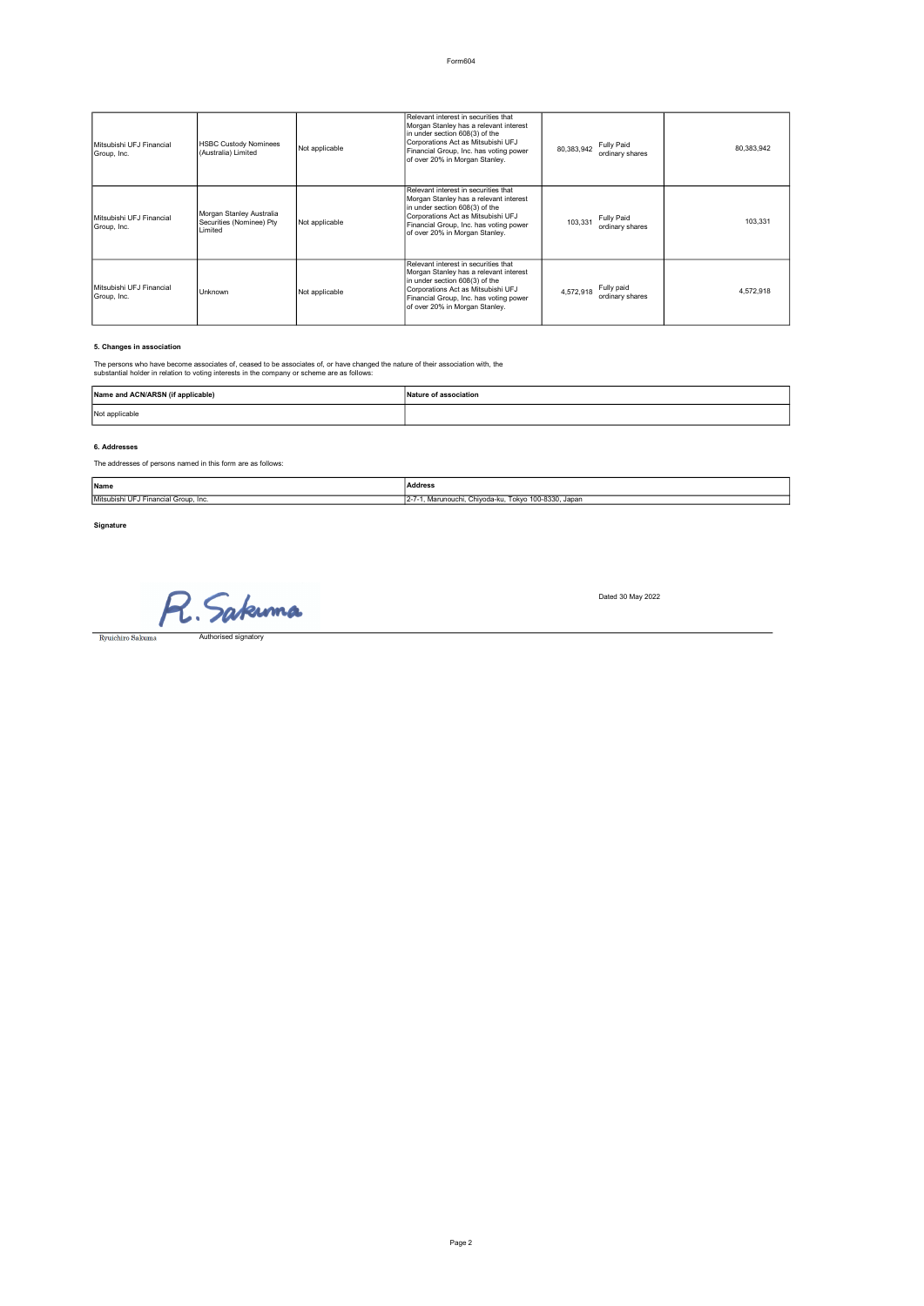| | | | | | |
|---|---|---|---|---|---|
| Mitsubishi UFJ Financial Group, Inc. | HSBC Custody Nominees (Australia) Limited | Not applicable | Relevant interest in securities that Morgan Stanley has a relevant interest in under section 608(3) of the Corporations Act as Mitsubishi UFJ Financial Group, Inc. has voting power of over 20% in Morgan Stanley. | 80,383,942 Fully Paid ordinary shares | 80,383,942 |
| Mitsubishi UFJ Financial Group, Inc. | Morgan Stanley Australia Securities (Nominee) Pty Limited | Not applicable | Relevant interest in securities that Morgan Stanley has a relevant interest in under section 608(3) of the Corporations Act as Mitsubishi UFJ Financial Group, Inc. has voting power of over 20% in Morgan Stanley. | 103,331 Fully Paid ordinary shares | 103,331 |
| Mitsubishi UFJ Financial Group, Inc. | Unknown | Not applicable | Relevant interest in securities that Morgan Stanley has a relevant interest in under section 608(3) of the Corporations Act as Mitsubishi UFJ Financial Group, Inc. has voting power of over 20% in Morgan Stanley. | 4,572,918 Fully paid ordinary shares | 4,572,918 |

**5. Changes in association**

The persons who have become associates of, ceased to be associates of, or have changed the nature of their association with, the substantial holder in relation to voting interests in the company or scheme are as follows:

| Name and ACN/ARSN (if applicable) | Nature of association |
|---|---|
| Not applicable | |

**6. Addresses**

The addresses of persons named in this form are as follows:

| Name | Address |
|---|---|
| Mitsubishi UFJ Financial Group, Inc. | 2-7-1, Marunouchi, Chiyoda-ku, Tokyo 100-8330, Japan |

**Signature**

R. Sakuma

Ryuichiro Sakuma Authorised signatory

Dated 30 May 2022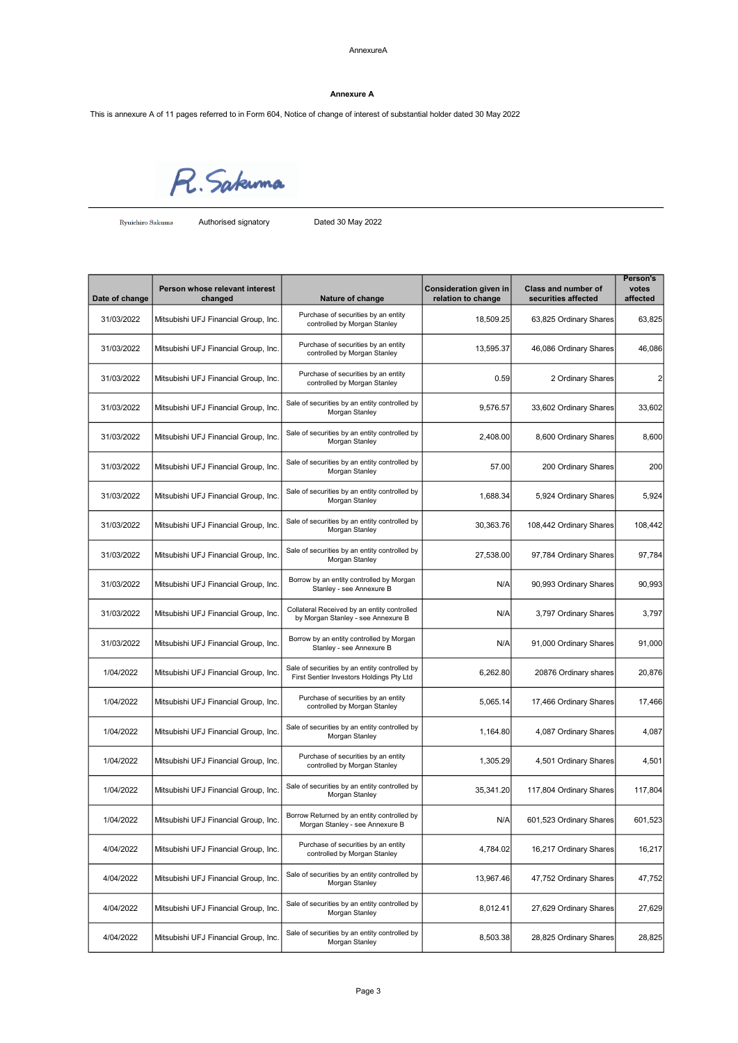AnnexureA

**Annexure A**

This is annexure A of 11 pages referred to in Form 604, Notice of change of interest of substantial holder dated 30 May 2022

R. Sakuma

Ryuichiro Sakuma Authorised signatory Dated 30 May 2022

| Date of change | Person whose relevant interest changed | Nature of change | Consideration given in relation to change | Class and number of securities affected | Person's votes affected |
|---|---|---|---|---|---|
| 31/03/2022 | Mitsubishi UFJ Financial Group, Inc. | Purchase of securities by an entity controlled by Morgan Stanley | 18,509.25 | 63,825 Ordinary Shares | 63,825 |
| 31/03/2022 | Mitsubishi UFJ Financial Group, Inc. | Purchase of securities by an entity controlled by Morgan Stanley | 13,595.37 | 46,086 Ordinary Shares | 46,086 |
| 31/03/2022 | Mitsubishi UFJ Financial Group, Inc. | Purchase of securities by an entity controlled by Morgan Stanley | 0.59 | 2 Ordinary Shares | 2 |
| 31/03/2022 | Mitsubishi UFJ Financial Group, Inc. | Sale of securities by an entity controlled by Morgan Stanley | 9,576.57 | 33,602 Ordinary Shares | 33,602 |
| 31/03/2022 | Mitsubishi UFJ Financial Group, Inc. | Sale of securities by an entity controlled by Morgan Stanley | 2,408.00 | 8,600 Ordinary Shares | 8,600 |
| 31/03/2022 | Mitsubishi UFJ Financial Group, Inc. | Sale of securities by an entity controlled by Morgan Stanley | 57.00 | 200 Ordinary Shares | 200 |
| 31/03/2022 | Mitsubishi UFJ Financial Group, Inc. | Sale of securities by an entity controlled by Morgan Stanley | 1,688.34 | 5,924 Ordinary Shares | 5,924 |
| 31/03/2022 | Mitsubishi UFJ Financial Group, Inc. | Sale of securities by an entity controlled by Morgan Stanley | 30,363.76 | 108,442 Ordinary Shares | 108,442 |
| 31/03/2022 | Mitsubishi UFJ Financial Group, Inc. | Sale of securities by an entity controlled by Morgan Stanley | 27,538.00 | 97,784 Ordinary Shares | 97,784 |
| 31/03/2022 | Mitsubishi UFJ Financial Group, Inc. | Borrow by an entity controlled by Morgan Stanley - see Annexure B | N/A | 90,993 Ordinary Shares | 90,993 |
| 31/03/2022 | Mitsubishi UFJ Financial Group, Inc. | Collateral Received by an entity controlled by Morgan Stanley - see Annexure B | N/A | 3,797 Ordinary Shares | 3,797 |
| 31/03/2022 | Mitsubishi UFJ Financial Group, Inc. | Borrow by an entity controlled by Morgan Stanley - see Annexure B | N/A | 91,000 Ordinary Shares | 91,000 |
| 1/04/2022 | Mitsubishi UFJ Financial Group, Inc. | Sale of securities by an entity controlled by First Sentier Investors Holdings Pty Ltd | 6,262.80 | 20876 Ordinary shares | 20,876 |
| 1/04/2022 | Mitsubishi UFJ Financial Group, Inc. | Purchase of securities by an entity controlled by Morgan Stanley | 5,065.14 | 17,466 Ordinary Shares | 17,466 |
| 1/04/2022 | Mitsubishi UFJ Financial Group, Inc. | Sale of securities by an entity controlled by Morgan Stanley | 1,164.80 | 4,087 Ordinary Shares | 4,087 |
| 1/04/2022 | Mitsubishi UFJ Financial Group, Inc. | Purchase of securities by an entity controlled by Morgan Stanley | 1,305.29 | 4,501 Ordinary Shares | 4,501 |
| 1/04/2022 | Mitsubishi UFJ Financial Group, Inc. | Sale of securities by an entity controlled by Morgan Stanley | 35,341.20 | 117,804 Ordinary Shares | 117,804 |
| 1/04/2022 | Mitsubishi UFJ Financial Group, Inc. | Borrow Returned by an entity controlled by Morgan Stanley - see Annexure B | N/A | 601,523 Ordinary Shares | 601,523 |
| 4/04/2022 | Mitsubishi UFJ Financial Group, Inc. | Purchase of securities by an entity controlled by Morgan Stanley | 4,784.02 | 16,217 Ordinary Shares | 16,217 |
| 4/04/2022 | Mitsubishi UFJ Financial Group, Inc. | Sale of securities by an entity controlled by Morgan Stanley | 13,967.46 | 47,752 Ordinary Shares | 47,752 |
| 4/04/2022 | Mitsubishi UFJ Financial Group, Inc. | Sale of securities by an entity controlled by Morgan Stanley | 8,012.41 | 27,629 Ordinary Shares | 27,629 |
| 4/04/2022 | Mitsubishi UFJ Financial Group, Inc. | Sale of securities by an entity controlled by Morgan Stanley | 8,503.38 | 28,825 Ordinary Shares | 28,825 |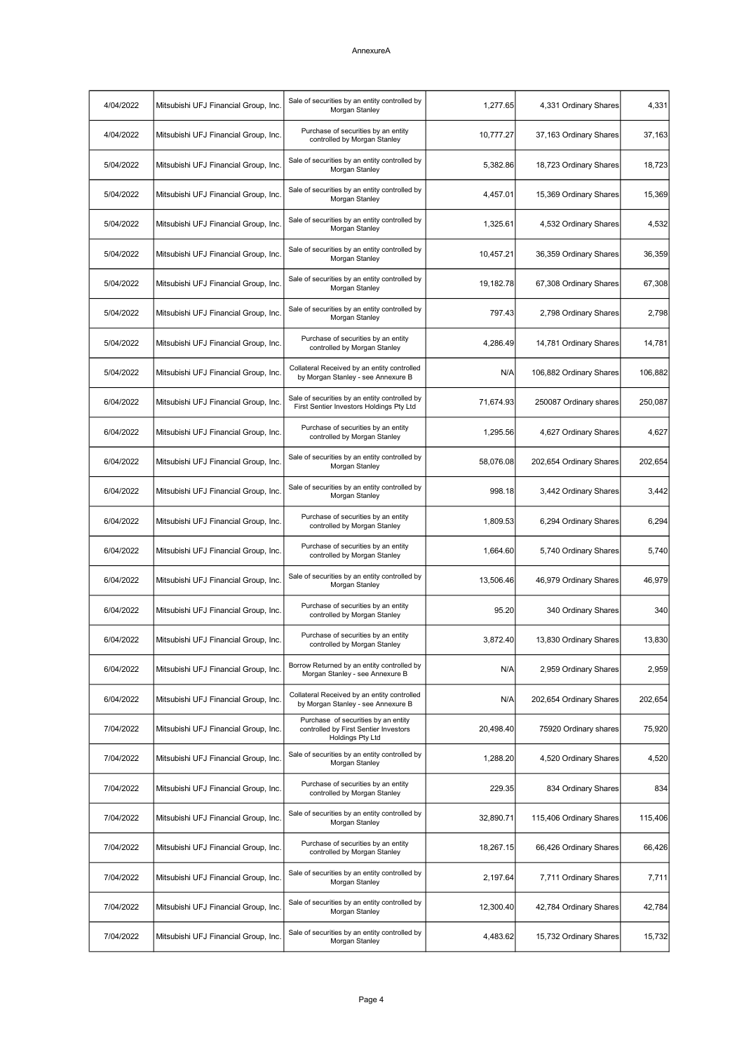AnnexureA

| 4/04/2022 | Mitsubishi UFJ Financial Group, Inc. | Sale of securities by an entity controlled by Morgan Stanley | 1,277.65 | 4,331 Ordinary Shares | 4,331 |
|---|---|---|---|---|---|
| 4/04/2022 | Mitsubishi UFJ Financial Group, Inc. | Purchase of securities by an entity controlled by Morgan Stanley | 10,777.27 | 37,163 Ordinary Shares | 37,163 |
| 5/04/2022 | Mitsubishi UFJ Financial Group, Inc. | Sale of securities by an entity controlled by Morgan Stanley | 5,382.86 | 18,723 Ordinary Shares | 18,723 |
| 5/04/2022 | Mitsubishi UFJ Financial Group, Inc. | Sale of securities by an entity controlled by Morgan Stanley | 4,457.01 | 15,369 Ordinary Shares | 15,369 |
| 5/04/2022 | Mitsubishi UFJ Financial Group, Inc. | Sale of securities by an entity controlled by Morgan Stanley | 1,325.61 | 4,532 Ordinary Shares | 4,532 |
| 5/04/2022 | Mitsubishi UFJ Financial Group, Inc. | Sale of securities by an entity controlled by Morgan Stanley | 10,457.21 | 36,359 Ordinary Shares | 36,359 |
| 5/04/2022 | Mitsubishi UFJ Financial Group, Inc. | Sale of securities by an entity controlled by Morgan Stanley | 19,182.78 | 67,308 Ordinary Shares | 67,308 |
| 5/04/2022 | Mitsubishi UFJ Financial Group, Inc. | Sale of securities by an entity controlled by Morgan Stanley | 797.43 | 2,798 Ordinary Shares | 2,798 |
| 5/04/2022 | Mitsubishi UFJ Financial Group, Inc. | Purchase of securities by an entity controlled by Morgan Stanley | 4,286.49 | 14,781 Ordinary Shares | 14,781 |
| 5/04/2022 | Mitsubishi UFJ Financial Group, Inc. | Collateral Received by an entity controlled by Morgan Stanley - see Annexure B | N/A | 106,882 Ordinary Shares | 106,882 |
| 6/04/2022 | Mitsubishi UFJ Financial Group, Inc. | Sale of securities by an entity controlled by First Sentier Investors Holdings Pty Ltd | 71,674.93 | 250087 Ordinary shares | 250,087 |
| 6/04/2022 | Mitsubishi UFJ Financial Group, Inc. | Purchase of securities by an entity controlled by Morgan Stanley | 1,295.56 | 4,627 Ordinary Shares | 4,627 |
| 6/04/2022 | Mitsubishi UFJ Financial Group, Inc. | Sale of securities by an entity controlled by Morgan Stanley | 58,076.08 | 202,654 Ordinary Shares | 202,654 |
| 6/04/2022 | Mitsubishi UFJ Financial Group, Inc. | Sale of securities by an entity controlled by Morgan Stanley | 998.18 | 3,442 Ordinary Shares | 3,442 |
| 6/04/2022 | Mitsubishi UFJ Financial Group, Inc. | Purchase of securities by an entity controlled by Morgan Stanley | 1,809.53 | 6,294 Ordinary Shares | 6,294 |
| 6/04/2022 | Mitsubishi UFJ Financial Group, Inc. | Purchase of securities by an entity controlled by Morgan Stanley | 1,664.60 | 5,740 Ordinary Shares | 5,740 |
| 6/04/2022 | Mitsubishi UFJ Financial Group, Inc. | Sale of securities by an entity controlled by Morgan Stanley | 13,506.46 | 46,979 Ordinary Shares | 46,979 |
| 6/04/2022 | Mitsubishi UFJ Financial Group, Inc. | Purchase of securities by an entity controlled by Morgan Stanley | 95.20 | 340 Ordinary Shares | 340 |
| 6/04/2022 | Mitsubishi UFJ Financial Group, Inc. | Purchase of securities by an entity controlled by Morgan Stanley | 3,872.40 | 13,830 Ordinary Shares | 13,830 |
| 6/04/2022 | Mitsubishi UFJ Financial Group, Inc. | Borrow Returned by an entity controlled by Morgan Stanley - see Annexure B | N/A | 2,959 Ordinary Shares | 2,959 |
| 6/04/2022 | Mitsubishi UFJ Financial Group, Inc. | Collateral Received by an entity controlled by Morgan Stanley - see Annexure B | N/A | 202,654 Ordinary Shares | 202,654 |
| 7/04/2022 | Mitsubishi UFJ Financial Group, Inc. | Purchase of securities by an entity controlled by First Sentier Investors Holdings Pty Ltd | 20,498.40 | 75920 Ordinary shares | 75,920 |
| 7/04/2022 | Mitsubishi UFJ Financial Group, Inc. | Sale of securities by an entity controlled by Morgan Stanley | 1,288.20 | 4,520 Ordinary Shares | 4,520 |
| 7/04/2022 | Mitsubishi UFJ Financial Group, Inc. | Purchase of securities by an entity controlled by Morgan Stanley | 229.35 | 834 Ordinary Shares | 834 |
| 7/04/2022 | Mitsubishi UFJ Financial Group, Inc. | Sale of securities by an entity controlled by Morgan Stanley | 32,890.71 | 115,406 Ordinary Shares | 115,406 |
| 7/04/2022 | Mitsubishi UFJ Financial Group, Inc. | Purchase of securities by an entity controlled by Morgan Stanley | 18,267.15 | 66,426 Ordinary Shares | 66,426 |
| 7/04/2022 | Mitsubishi UFJ Financial Group, Inc. | Sale of securities by an entity controlled by Morgan Stanley | 2,197.64 | 7,711 Ordinary Shares | 7,711 |
| 7/04/2022 | Mitsubishi UFJ Financial Group, Inc. | Sale of securities by an entity controlled by Morgan Stanley | 12,300.40 | 42,784 Ordinary Shares | 42,784 |
| 7/04/2022 | Mitsubishi UFJ Financial Group, Inc. | Sale of securities by an entity controlled by Morgan Stanley | 4,483.62 | 15,732 Ordinary Shares | 15,732 |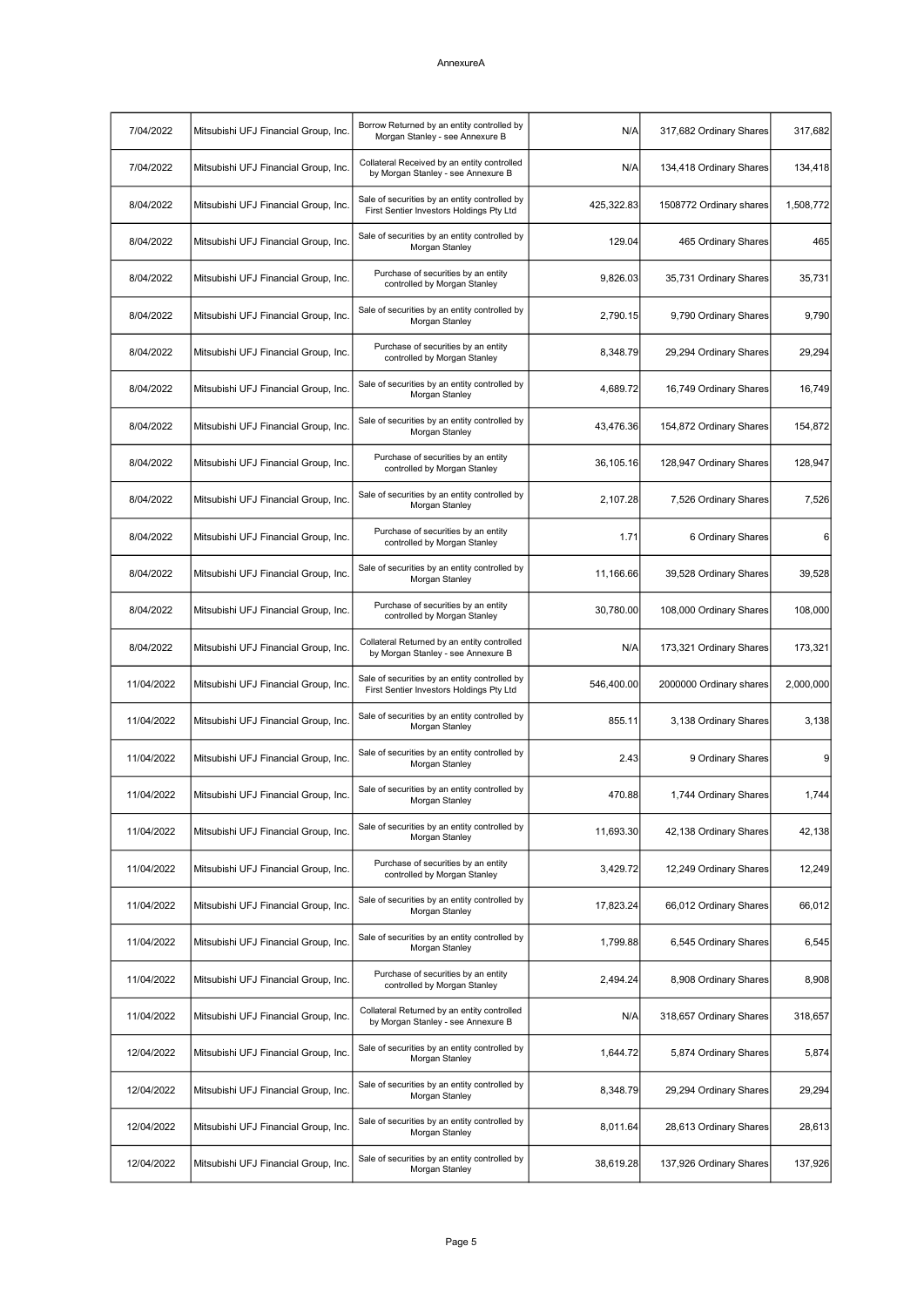AnnexureA

| | | | | | |
|---|---|---|---|---|---|
| 7/04/2022 | Mitsubishi UFJ Financial Group, Inc. | Borrow Returned by an entity controlled by Morgan Stanley - see Annexure B | N/A | 317,682 Ordinary Shares | 317,682 |
| 7/04/2022 | Mitsubishi UFJ Financial Group, Inc. | Collateral Received by an entity controlled by Morgan Stanley - see Annexure B | N/A | 134,418 Ordinary Shares | 134,418 |
| 8/04/2022 | Mitsubishi UFJ Financial Group, Inc. | Sale of securities by an entity controlled by First Sentier Investors Holdings Pty Ltd | 425,322.83 | 1508772 Ordinary shares | 1,508,772 |
| 8/04/2022 | Mitsubishi UFJ Financial Group, Inc. | Sale of securities by an entity controlled by Morgan Stanley | 129.04 | 465 Ordinary Shares | 465 |
| 8/04/2022 | Mitsubishi UFJ Financial Group, Inc. | Purchase of securities by an entity controlled by Morgan Stanley | 9,826.03 | 35,731 Ordinary Shares | 35,731 |
| 8/04/2022 | Mitsubishi UFJ Financial Group, Inc. | Sale of securities by an entity controlled by Morgan Stanley | 2,790.15 | 9,790 Ordinary Shares | 9,790 |
| 8/04/2022 | Mitsubishi UFJ Financial Group, Inc. | Purchase of securities by an entity controlled by Morgan Stanley | 8,348.79 | 29,294 Ordinary Shares | 29,294 |
| 8/04/2022 | Mitsubishi UFJ Financial Group, Inc. | Sale of securities by an entity controlled by Morgan Stanley | 4,689.72 | 16,749 Ordinary Shares | 16,749 |
| 8/04/2022 | Mitsubishi UFJ Financial Group, Inc. | Sale of securities by an entity controlled by Morgan Stanley | 43,476.36 | 154,872 Ordinary Shares | 154,872 |
| 8/04/2022 | Mitsubishi UFJ Financial Group, Inc. | Purchase of securities by an entity controlled by Morgan Stanley | 36,105.16 | 128,947 Ordinary Shares | 128,947 |
| 8/04/2022 | Mitsubishi UFJ Financial Group, Inc. | Sale of securities by an entity controlled by Morgan Stanley | 2,107.28 | 7,526 Ordinary Shares | 7,526 |
| 8/04/2022 | Mitsubishi UFJ Financial Group, Inc. | Purchase of securities by an entity controlled by Morgan Stanley | 1.71 | 6 Ordinary Shares | 6 |
| 8/04/2022 | Mitsubishi UFJ Financial Group, Inc. | Sale of securities by an entity controlled by Morgan Stanley | 11,166.66 | 39,528 Ordinary Shares | 39,528 |
| 8/04/2022 | Mitsubishi UFJ Financial Group, Inc. | Purchase of securities by an entity controlled by Morgan Stanley | 30,780.00 | 108,000 Ordinary Shares | 108,000 |
| 8/04/2022 | Mitsubishi UFJ Financial Group, Inc. | Collateral Returned by an entity controlled by Morgan Stanley - see Annexure B | N/A | 173,321 Ordinary Shares | 173,321 |
| 11/04/2022 | Mitsubishi UFJ Financial Group, Inc. | Sale of securities by an entity controlled by First Sentier Investors Holdings Pty Ltd | 546,400.00 | 2000000 Ordinary shares | 2,000,000 |
| 11/04/2022 | Mitsubishi UFJ Financial Group, Inc. | Sale of securities by an entity controlled by Morgan Stanley | 855.11 | 3,138 Ordinary Shares | 3,138 |
| 11/04/2022 | Mitsubishi UFJ Financial Group, Inc. | Sale of securities by an entity controlled by Morgan Stanley | 2.43 | 9 Ordinary Shares | 9 |
| 11/04/2022 | Mitsubishi UFJ Financial Group, Inc. | Sale of securities by an entity controlled by Morgan Stanley | 470.88 | 1,744 Ordinary Shares | 1,744 |
| 11/04/2022 | Mitsubishi UFJ Financial Group, Inc. | Sale of securities by an entity controlled by Morgan Stanley | 11,693.30 | 42,138 Ordinary Shares | 42,138 |
| 11/04/2022 | Mitsubishi UFJ Financial Group, Inc. | Purchase of securities by an entity controlled by Morgan Stanley | 3,429.72 | 12,249 Ordinary Shares | 12,249 |
| 11/04/2022 | Mitsubishi UFJ Financial Group, Inc. | Sale of securities by an entity controlled by Morgan Stanley | 17,823.24 | 66,012 Ordinary Shares | 66,012 |
| 11/04/2022 | Mitsubishi UFJ Financial Group, Inc. | Sale of securities by an entity controlled by Morgan Stanley | 1,799.88 | 6,545 Ordinary Shares | 6,545 |
| 11/04/2022 | Mitsubishi UFJ Financial Group, Inc. | Purchase of securities by an entity controlled by Morgan Stanley | 2,494.24 | 8,908 Ordinary Shares | 8,908 |
| 11/04/2022 | Mitsubishi UFJ Financial Group, Inc. | Collateral Returned by an entity controlled by Morgan Stanley - see Annexure B | N/A | 318,657 Ordinary Shares | 318,657 |
| 12/04/2022 | Mitsubishi UFJ Financial Group, Inc. | Sale of securities by an entity controlled by Morgan Stanley | 1,644.72 | 5,874 Ordinary Shares | 5,874 |
| 12/04/2022 | Mitsubishi UFJ Financial Group, Inc. | Sale of securities by an entity controlled by Morgan Stanley | 8,348.79 | 29,294 Ordinary Shares | 29,294 |
| 12/04/2022 | Mitsubishi UFJ Financial Group, Inc. | Sale of securities by an entity controlled by Morgan Stanley | 8,011.64 | 28,613 Ordinary Shares | 28,613 |
| 12/04/2022 | Mitsubishi UFJ Financial Group, Inc. | Sale of securities by an entity controlled by Morgan Stanley | 38,619.28 | 137,926 Ordinary Shares | 137,926 |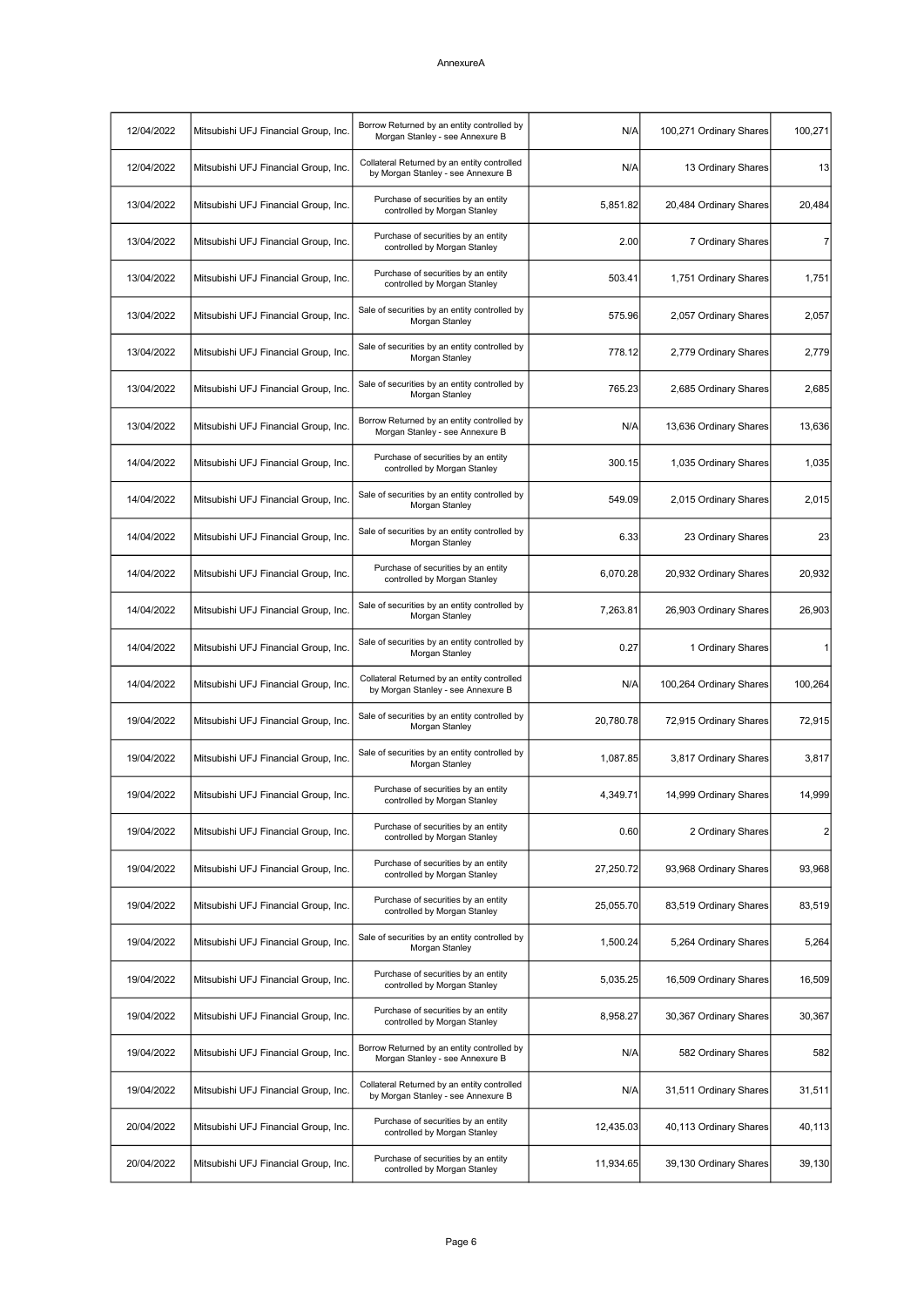AnnexureA

| | | | | | |
|---|---|---|---|---|---|
| 12/04/2022 | Mitsubishi UFJ Financial Group, Inc. | Borrow Returned by an entity controlled by Morgan Stanley - see Annexure B | N/A | 100,271 Ordinary Shares | 100,271 |
| 12/04/2022 | Mitsubishi UFJ Financial Group, Inc. | Collateral Returned by an entity controlled by Morgan Stanley - see Annexure B | N/A | 13 Ordinary Shares | 13 |
| 13/04/2022 | Mitsubishi UFJ Financial Group, Inc. | Purchase of securities by an entity controlled by Morgan Stanley | 5,851.82 | 20,484 Ordinary Shares | 20,484 |
| 13/04/2022 | Mitsubishi UFJ Financial Group, Inc. | Purchase of securities by an entity controlled by Morgan Stanley | 2.00 | 7 Ordinary Shares | 7 |
| 13/04/2022 | Mitsubishi UFJ Financial Group, Inc. | Purchase of securities by an entity controlled by Morgan Stanley | 503.41 | 1,751 Ordinary Shares | 1,751 |
| 13/04/2022 | Mitsubishi UFJ Financial Group, Inc. | Sale of securities by an entity controlled by Morgan Stanley | 575.96 | 2,057 Ordinary Shares | 2,057 |
| 13/04/2022 | Mitsubishi UFJ Financial Group, Inc. | Sale of securities by an entity controlled by Morgan Stanley | 778.12 | 2,779 Ordinary Shares | 2,779 |
| 13/04/2022 | Mitsubishi UFJ Financial Group, Inc. | Sale of securities by an entity controlled by Morgan Stanley | 765.23 | 2,685 Ordinary Shares | 2,685 |
| 13/04/2022 | Mitsubishi UFJ Financial Group, Inc. | Borrow Returned by an entity controlled by Morgan Stanley - see Annexure B | N/A | 13,636 Ordinary Shares | 13,636 |
| 14/04/2022 | Mitsubishi UFJ Financial Group, Inc. | Purchase of securities by an entity controlled by Morgan Stanley | 300.15 | 1,035 Ordinary Shares | 1,035 |
| 14/04/2022 | Mitsubishi UFJ Financial Group, Inc. | Sale of securities by an entity controlled by Morgan Stanley | 549.09 | 2,015 Ordinary Shares | 2,015 |
| 14/04/2022 | Mitsubishi UFJ Financial Group, Inc. | Sale of securities by an entity controlled by Morgan Stanley | 6.33 | 23 Ordinary Shares | 23 |
| 14/04/2022 | Mitsubishi UFJ Financial Group, Inc. | Purchase of securities by an entity controlled by Morgan Stanley | 6,070.28 | 20,932 Ordinary Shares | 20,932 |
| 14/04/2022 | Mitsubishi UFJ Financial Group, Inc. | Sale of securities by an entity controlled by Morgan Stanley | 7,263.81 | 26,903 Ordinary Shares | 26,903 |
| 14/04/2022 | Mitsubishi UFJ Financial Group, Inc. | Sale of securities by an entity controlled by Morgan Stanley | 0.27 | 1 Ordinary Shares | 1 |
| 14/04/2022 | Mitsubishi UFJ Financial Group, Inc. | Collateral Returned by an entity controlled by Morgan Stanley - see Annexure B | N/A | 100,264 Ordinary Shares | 100,264 |
| 19/04/2022 | Mitsubishi UFJ Financial Group, Inc. | Sale of securities by an entity controlled by Morgan Stanley | 20,780.78 | 72,915 Ordinary Shares | 72,915 |
| 19/04/2022 | Mitsubishi UFJ Financial Group, Inc. | Sale of securities by an entity controlled by Morgan Stanley | 1,087.85 | 3,817 Ordinary Shares | 3,817 |
| 19/04/2022 | Mitsubishi UFJ Financial Group, Inc. | Purchase of securities by an entity controlled by Morgan Stanley | 4,349.71 | 14,999 Ordinary Shares | 14,999 |
| 19/04/2022 | Mitsubishi UFJ Financial Group, Inc. | Purchase of securities by an entity controlled by Morgan Stanley | 0.60 | 2 Ordinary Shares | 2 |
| 19/04/2022 | Mitsubishi UFJ Financial Group, Inc. | Purchase of securities by an entity controlled by Morgan Stanley | 27,250.72 | 93,968 Ordinary Shares | 93,968 |
| 19/04/2022 | Mitsubishi UFJ Financial Group, Inc. | Purchase of securities by an entity controlled by Morgan Stanley | 25,055.70 | 83,519 Ordinary Shares | 83,519 |
| 19/04/2022 | Mitsubishi UFJ Financial Group, Inc. | Sale of securities by an entity controlled by Morgan Stanley | 1,500.24 | 5,264 Ordinary Shares | 5,264 |
| 19/04/2022 | Mitsubishi UFJ Financial Group, Inc. | Purchase of securities by an entity controlled by Morgan Stanley | 5,035.25 | 16,509 Ordinary Shares | 16,509 |
| 19/04/2022 | Mitsubishi UFJ Financial Group, Inc. | Purchase of securities by an entity controlled by Morgan Stanley | 8,958.27 | 30,367 Ordinary Shares | 30,367 |
| 19/04/2022 | Mitsubishi UFJ Financial Group, Inc. | Borrow Returned by an entity controlled by Morgan Stanley - see Annexure B | N/A | 582 Ordinary Shares | 582 |
| 19/04/2022 | Mitsubishi UFJ Financial Group, Inc. | Collateral Returned by an entity controlled by Morgan Stanley - see Annexure B | N/A | 31,511 Ordinary Shares | 31,511 |
| 20/04/2022 | Mitsubishi UFJ Financial Group, Inc. | Purchase of securities by an entity controlled by Morgan Stanley | 12,435.03 | 40,113 Ordinary Shares | 40,113 |
| 20/04/2022 | Mitsubishi UFJ Financial Group, Inc. | Purchase of securities by an entity controlled by Morgan Stanley | 11,934.65 | 39,130 Ordinary Shares | 39,130 |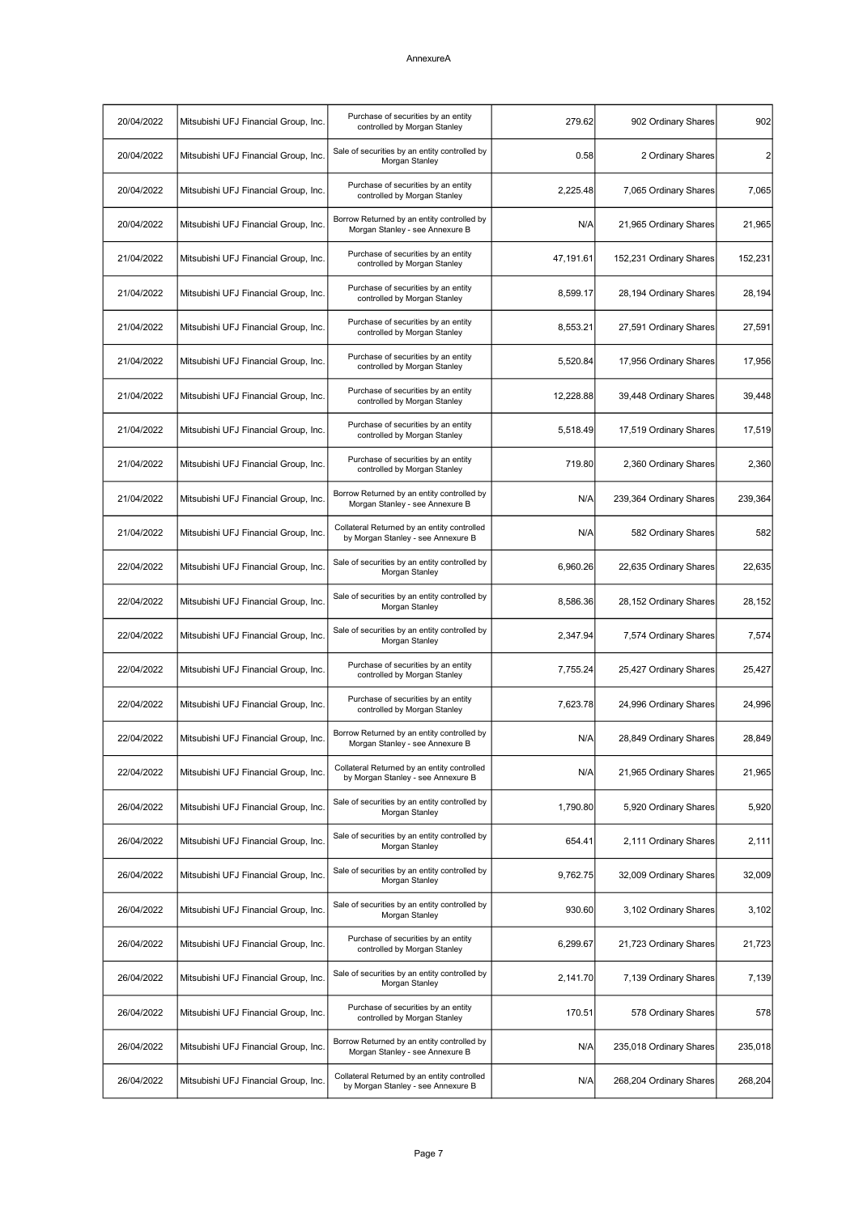AnnexureA

| | | | | | |
|---|---|---|---|---|---|
| 20/04/2022 | Mitsubishi UFJ Financial Group, Inc. | Purchase of securities by an entity controlled by Morgan Stanley | 279.62 | 902 Ordinary Shares | 902 |
| 20/04/2022 | Mitsubishi UFJ Financial Group, Inc. | Sale of securities by an entity controlled by Morgan Stanley | 0.58 | 2 Ordinary Shares | 2 |
| 20/04/2022 | Mitsubishi UFJ Financial Group, Inc. | Purchase of securities by an entity controlled by Morgan Stanley | 2,225.48 | 7,065 Ordinary Shares | 7,065 |
| 20/04/2022 | Mitsubishi UFJ Financial Group, Inc. | Borrow Returned by an entity controlled by Morgan Stanley - see Annexure B | N/A | 21,965 Ordinary Shares | 21,965 |
| 21/04/2022 | Mitsubishi UFJ Financial Group, Inc. | Purchase of securities by an entity controlled by Morgan Stanley | 47,191.61 | 152,231 Ordinary Shares | 152,231 |
| 21/04/2022 | Mitsubishi UFJ Financial Group, Inc. | Purchase of securities by an entity controlled by Morgan Stanley | 8,599.17 | 28,194 Ordinary Shares | 28,194 |
| 21/04/2022 | Mitsubishi UFJ Financial Group, Inc. | Purchase of securities by an entity controlled by Morgan Stanley | 8,553.21 | 27,591 Ordinary Shares | 27,591 |
| 21/04/2022 | Mitsubishi UFJ Financial Group, Inc. | Purchase of securities by an entity controlled by Morgan Stanley | 5,520.84 | 17,956 Ordinary Shares | 17,956 |
| 21/04/2022 | Mitsubishi UFJ Financial Group, Inc. | Purchase of securities by an entity controlled by Morgan Stanley | 12,228.88 | 39,448 Ordinary Shares | 39,448 |
| 21/04/2022 | Mitsubishi UFJ Financial Group, Inc. | Purchase of securities by an entity controlled by Morgan Stanley | 5,518.49 | 17,519 Ordinary Shares | 17,519 |
| 21/04/2022 | Mitsubishi UFJ Financial Group, Inc. | Purchase of securities by an entity controlled by Morgan Stanley | 719.80 | 2,360 Ordinary Shares | 2,360 |
| 21/04/2022 | Mitsubishi UFJ Financial Group, Inc. | Borrow Returned by an entity controlled by Morgan Stanley - see Annexure B | N/A | 239,364 Ordinary Shares | 239,364 |
| 21/04/2022 | Mitsubishi UFJ Financial Group, Inc. | Collateral Returned by an entity controlled by Morgan Stanley - see Annexure B | N/A | 582 Ordinary Shares | 582 |
| 22/04/2022 | Mitsubishi UFJ Financial Group, Inc. | Sale of securities by an entity controlled by Morgan Stanley | 6,960.26 | 22,635 Ordinary Shares | 22,635 |
| 22/04/2022 | Mitsubishi UFJ Financial Group, Inc. | Sale of securities by an entity controlled by Morgan Stanley | 8,586.36 | 28,152 Ordinary Shares | 28,152 |
| 22/04/2022 | Mitsubishi UFJ Financial Group, Inc. | Sale of securities by an entity controlled by Morgan Stanley | 2,347.94 | 7,574 Ordinary Shares | 7,574 |
| 22/04/2022 | Mitsubishi UFJ Financial Group, Inc. | Purchase of securities by an entity controlled by Morgan Stanley | 7,755.24 | 25,427 Ordinary Shares | 25,427 |
| 22/04/2022 | Mitsubishi UFJ Financial Group, Inc. | Purchase of securities by an entity controlled by Morgan Stanley | 7,623.78 | 24,996 Ordinary Shares | 24,996 |
| 22/04/2022 | Mitsubishi UFJ Financial Group, Inc. | Borrow Returned by an entity controlled by Morgan Stanley - see Annexure B | N/A | 28,849 Ordinary Shares | 28,849 |
| 22/04/2022 | Mitsubishi UFJ Financial Group, Inc. | Collateral Returned by an entity controlled by Morgan Stanley - see Annexure B | N/A | 21,965 Ordinary Shares | 21,965 |
| 26/04/2022 | Mitsubishi UFJ Financial Group, Inc. | Sale of securities by an entity controlled by Morgan Stanley | 1,790.80 | 5,920 Ordinary Shares | 5,920 |
| 26/04/2022 | Mitsubishi UFJ Financial Group, Inc. | Sale of securities by an entity controlled by Morgan Stanley | 654.41 | 2,111 Ordinary Shares | 2,111 |
| 26/04/2022 | Mitsubishi UFJ Financial Group, Inc. | Sale of securities by an entity controlled by Morgan Stanley | 9,762.75 | 32,009 Ordinary Shares | 32,009 |
| 26/04/2022 | Mitsubishi UFJ Financial Group, Inc. | Sale of securities by an entity controlled by Morgan Stanley | 930.60 | 3,102 Ordinary Shares | 3,102 |
| 26/04/2022 | Mitsubishi UFJ Financial Group, Inc. | Purchase of securities by an entity controlled by Morgan Stanley | 6,299.67 | 21,723 Ordinary Shares | 21,723 |
| 26/04/2022 | Mitsubishi UFJ Financial Group, Inc. | Sale of securities by an entity controlled by Morgan Stanley | 2,141.70 | 7,139 Ordinary Shares | 7,139 |
| 26/04/2022 | Mitsubishi UFJ Financial Group, Inc. | Purchase of securities by an entity controlled by Morgan Stanley | 170.51 | 578 Ordinary Shares | 578 |
| 26/04/2022 | Mitsubishi UFJ Financial Group, Inc. | Borrow Returned by an entity controlled by Morgan Stanley - see Annexure B | N/A | 235,018 Ordinary Shares | 235,018 |
| 26/04/2022 | Mitsubishi UFJ Financial Group, Inc. | Collateral Returned by an entity controlled by Morgan Stanley - see Annexure B | N/A | 268,204 Ordinary Shares | 268,204 |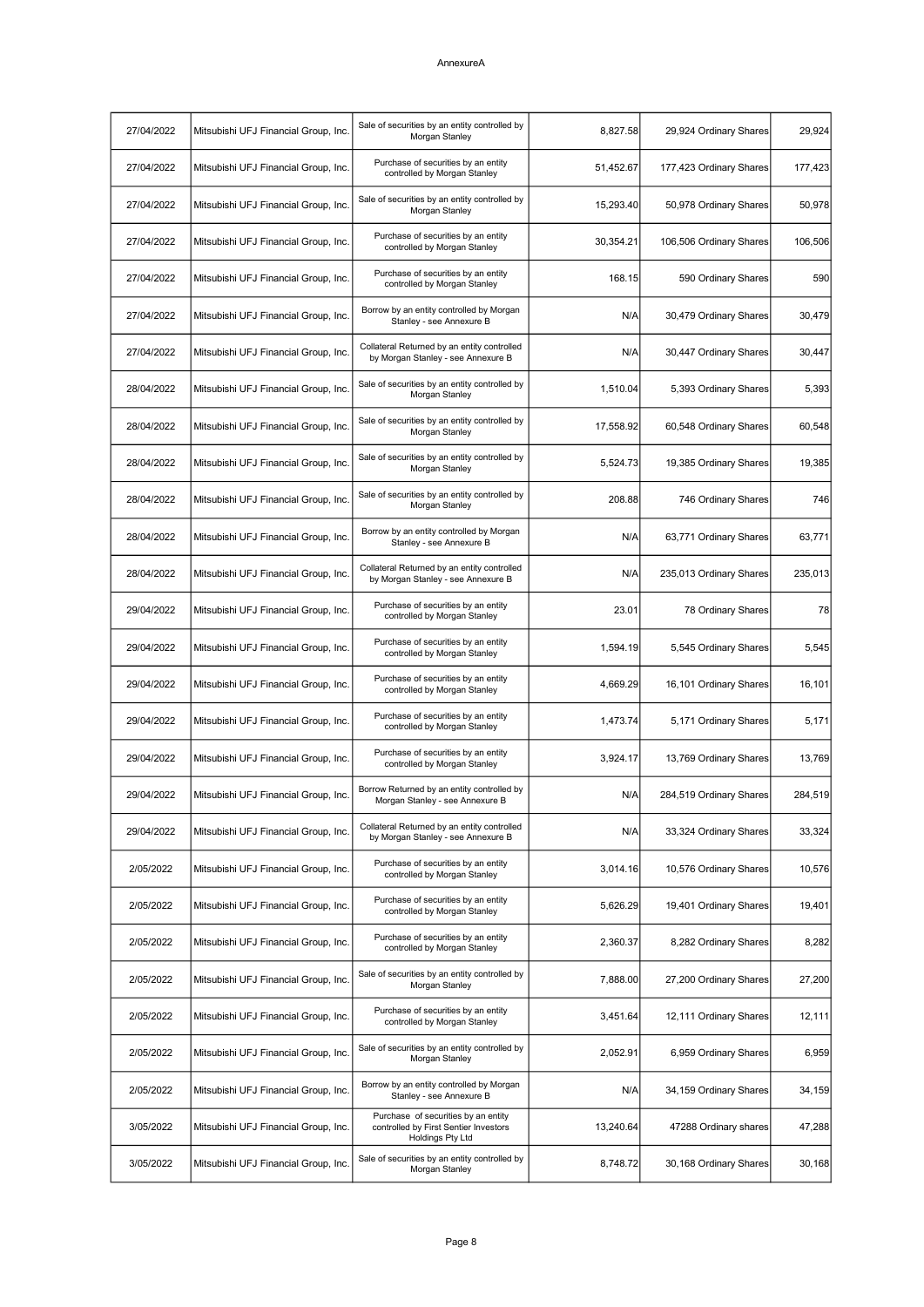AnnexureA

| 27/04/2022 | Mitsubishi UFJ Financial Group, Inc. | Sale of securities by an entity controlled by Morgan Stanley | 8,827.58 | 29,924 Ordinary Shares | 29,924 |
|---|---|---|---|---|---|
| 27/04/2022 | Mitsubishi UFJ Financial Group, Inc. | Purchase of securities by an entity controlled by Morgan Stanley | 51,452.67 | 177,423 Ordinary Shares | 177,423 |
| 27/04/2022 | Mitsubishi UFJ Financial Group, Inc. | Sale of securities by an entity controlled by Morgan Stanley | 15,293.40 | 50,978 Ordinary Shares | 50,978 |
| 27/04/2022 | Mitsubishi UFJ Financial Group, Inc. | Purchase of securities by an entity controlled by Morgan Stanley | 30,354.21 | 106,506 Ordinary Shares | 106,506 |
| 27/04/2022 | Mitsubishi UFJ Financial Group, Inc. | Purchase of securities by an entity controlled by Morgan Stanley | 168.15 | 590 Ordinary Shares | 590 |
| 27/04/2022 | Mitsubishi UFJ Financial Group, Inc. | Borrow by an entity controlled by Morgan Stanley - see Annexure B | N/A | 30,479 Ordinary Shares | 30,479 |
| 27/04/2022 | Mitsubishi UFJ Financial Group, Inc. | Collateral Returned by an entity controlled by Morgan Stanley - see Annexure B | N/A | 30,447 Ordinary Shares | 30,447 |
| 28/04/2022 | Mitsubishi UFJ Financial Group, Inc. | Sale of securities by an entity controlled by Morgan Stanley | 1,510.04 | 5,393 Ordinary Shares | 5,393 |
| 28/04/2022 | Mitsubishi UFJ Financial Group, Inc. | Sale of securities by an entity controlled by Morgan Stanley | 17,558.92 | 60,548 Ordinary Shares | 60,548 |
| 28/04/2022 | Mitsubishi UFJ Financial Group, Inc. | Sale of securities by an entity controlled by Morgan Stanley | 5,524.73 | 19,385 Ordinary Shares | 19,385 |
| 28/04/2022 | Mitsubishi UFJ Financial Group, Inc. | Sale of securities by an entity controlled by Morgan Stanley | 208.88 | 746 Ordinary Shares | 746 |
| 28/04/2022 | Mitsubishi UFJ Financial Group, Inc. | Borrow by an entity controlled by Morgan Stanley - see Annexure B | N/A | 63,771 Ordinary Shares | 63,771 |
| 28/04/2022 | Mitsubishi UFJ Financial Group, Inc. | Collateral Returned by an entity controlled by Morgan Stanley - see Annexure B | N/A | 235,013 Ordinary Shares | 235,013 |
| 29/04/2022 | Mitsubishi UFJ Financial Group, Inc. | Purchase of securities by an entity controlled by Morgan Stanley | 23.01 | 78 Ordinary Shares | 78 |
| 29/04/2022 | Mitsubishi UFJ Financial Group, Inc. | Purchase of securities by an entity controlled by Morgan Stanley | 1,594.19 | 5,545 Ordinary Shares | 5,545 |
| 29/04/2022 | Mitsubishi UFJ Financial Group, Inc. | Purchase of securities by an entity controlled by Morgan Stanley | 4,669.29 | 16,101 Ordinary Shares | 16,101 |
| 29/04/2022 | Mitsubishi UFJ Financial Group, Inc. | Purchase of securities by an entity controlled by Morgan Stanley | 1,473.74 | 5,171 Ordinary Shares | 5,171 |
| 29/04/2022 | Mitsubishi UFJ Financial Group, Inc. | Purchase of securities by an entity controlled by Morgan Stanley | 3,924.17 | 13,769 Ordinary Shares | 13,769 |
| 29/04/2022 | Mitsubishi UFJ Financial Group, Inc. | Borrow Returned by an entity controlled by Morgan Stanley - see Annexure B | N/A | 284,519 Ordinary Shares | 284,519 |
| 29/04/2022 | Mitsubishi UFJ Financial Group, Inc. | Collateral Returned by an entity controlled by Morgan Stanley - see Annexure B | N/A | 33,324 Ordinary Shares | 33,324 |
| 2/05/2022 | Mitsubishi UFJ Financial Group, Inc. | Purchase of securities by an entity controlled by Morgan Stanley | 3,014.16 | 10,576 Ordinary Shares | 10,576 |
| 2/05/2022 | Mitsubishi UFJ Financial Group, Inc. | Purchase of securities by an entity controlled by Morgan Stanley | 5,626.29 | 19,401 Ordinary Shares | 19,401 |
| 2/05/2022 | Mitsubishi UFJ Financial Group, Inc. | Purchase of securities by an entity controlled by Morgan Stanley | 2,360.37 | 8,282 Ordinary Shares | 8,282 |
| 2/05/2022 | Mitsubishi UFJ Financial Group, Inc. | Sale of securities by an entity controlled by Morgan Stanley | 7,888.00 | 27,200 Ordinary Shares | 27,200 |
| 2/05/2022 | Mitsubishi UFJ Financial Group, Inc. | Purchase of securities by an entity controlled by Morgan Stanley | 3,451.64 | 12,111 Ordinary Shares | 12,111 |
| 2/05/2022 | Mitsubishi UFJ Financial Group, Inc. | Sale of securities by an entity controlled by Morgan Stanley | 2,052.91 | 6,959 Ordinary Shares | 6,959 |
| 2/05/2022 | Mitsubishi UFJ Financial Group, Inc. | Borrow by an entity controlled by Morgan Stanley - see Annexure B | N/A | 34,159 Ordinary Shares | 34,159 |
| 3/05/2022 | Mitsubishi UFJ Financial Group, Inc. | Purchase of securities by an entity controlled by First Sentier Investors Holdings Pty Ltd | 13,240.64 | 47288 Ordinary shares | 47,288 |
| 3/05/2022 | Mitsubishi UFJ Financial Group, Inc. | Sale of securities by an entity controlled by Morgan Stanley | 8,748.72 | 30,168 Ordinary Shares | 30,168 |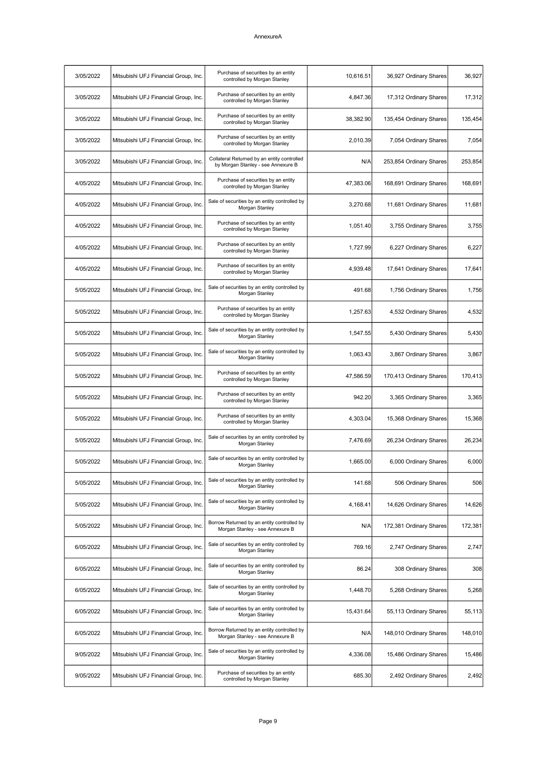AnnexureA

| 3/05/2022 | Mitsubishi UFJ Financial Group, Inc. | Purchase of securities by an entity controlled by Morgan Stanley | 10,616.51 | 36,927 Ordinary Shares | 36,927 |
|---|---|---|---|---|---|
| 3/05/2022 | Mitsubishi UFJ Financial Group, Inc. | Purchase of securities by an entity controlled by Morgan Stanley | 4,847.36 | 17,312 Ordinary Shares | 17,312 |
| 3/05/2022 | Mitsubishi UFJ Financial Group, Inc. | Purchase of securities by an entity controlled by Morgan Stanley | 38,382.90 | 135,454 Ordinary Shares | 135,454 |
| 3/05/2022 | Mitsubishi UFJ Financial Group, Inc. | Purchase of securities by an entity controlled by Morgan Stanley | 2,010.39 | 7,054 Ordinary Shares | 7,054 |
| 3/05/2022 | Mitsubishi UFJ Financial Group, Inc. | Collateral Returned by an entity controlled by Morgan Stanley - see Annexure B | N/A | 253,854 Ordinary Shares | 253,854 |
| 4/05/2022 | Mitsubishi UFJ Financial Group, Inc. | Purchase of securities by an entity controlled by Morgan Stanley | 47,383.06 | 168,691 Ordinary Shares | 168,691 |
| 4/05/2022 | Mitsubishi UFJ Financial Group, Inc. | Sale of securities by an entity controlled by Morgan Stanley | 3,270.68 | 11,681 Ordinary Shares | 11,681 |
| 4/05/2022 | Mitsubishi UFJ Financial Group, Inc. | Purchase of securities by an entity controlled by Morgan Stanley | 1,051.40 | 3,755 Ordinary Shares | 3,755 |
| 4/05/2022 | Mitsubishi UFJ Financial Group, Inc. | Purchase of securities by an entity controlled by Morgan Stanley | 1,727.99 | 6,227 Ordinary Shares | 6,227 |
| 4/05/2022 | Mitsubishi UFJ Financial Group, Inc. | Purchase of securities by an entity controlled by Morgan Stanley | 4,939.48 | 17,641 Ordinary Shares | 17,641 |
| 5/05/2022 | Mitsubishi UFJ Financial Group, Inc. | Sale of securities by an entity controlled by Morgan Stanley | 491.68 | 1,756 Ordinary Shares | 1,756 |
| 5/05/2022 | Mitsubishi UFJ Financial Group, Inc. | Purchase of securities by an entity controlled by Morgan Stanley | 1,257.63 | 4,532 Ordinary Shares | 4,532 |
| 5/05/2022 | Mitsubishi UFJ Financial Group, Inc. | Sale of securities by an entity controlled by Morgan Stanley | 1,547.55 | 5,430 Ordinary Shares | 5,430 |
| 5/05/2022 | Mitsubishi UFJ Financial Group, Inc. | Sale of securities by an entity controlled by Morgan Stanley | 1,063.43 | 3,867 Ordinary Shares | 3,867 |
| 5/05/2022 | Mitsubishi UFJ Financial Group, Inc. | Purchase of securities by an entity controlled by Morgan Stanley | 47,586.59 | 170,413 Ordinary Shares | 170,413 |
| 5/05/2022 | Mitsubishi UFJ Financial Group, Inc. | Purchase of securities by an entity controlled by Morgan Stanley | 942.20 | 3,365 Ordinary Shares | 3,365 |
| 5/05/2022 | Mitsubishi UFJ Financial Group, Inc. | Purchase of securities by an entity controlled by Morgan Stanley | 4,303.04 | 15,368 Ordinary Shares | 15,368 |
| 5/05/2022 | Mitsubishi UFJ Financial Group, Inc. | Sale of securities by an entity controlled by Morgan Stanley | 7,476.69 | 26,234 Ordinary Shares | 26,234 |
| 5/05/2022 | Mitsubishi UFJ Financial Group, Inc. | Sale of securities by an entity controlled by Morgan Stanley | 1,665.00 | 6,000 Ordinary Shares | 6,000 |
| 5/05/2022 | Mitsubishi UFJ Financial Group, Inc. | Sale of securities by an entity controlled by Morgan Stanley | 141.68 | 506 Ordinary Shares | 506 |
| 5/05/2022 | Mitsubishi UFJ Financial Group, Inc. | Sale of securities by an entity controlled by Morgan Stanley | 4,168.41 | 14,626 Ordinary Shares | 14,626 |
| 5/05/2022 | Mitsubishi UFJ Financial Group, Inc. | Borrow Returned by an entity controlled by Morgan Stanley - see Annexure B | N/A | 172,381 Ordinary Shares | 172,381 |
| 6/05/2022 | Mitsubishi UFJ Financial Group, Inc. | Sale of securities by an entity controlled by Morgan Stanley | 769.16 | 2,747 Ordinary Shares | 2,747 |
| 6/05/2022 | Mitsubishi UFJ Financial Group, Inc. | Sale of securities by an entity controlled by Morgan Stanley | 86.24 | 308 Ordinary Shares | 308 |
| 6/05/2022 | Mitsubishi UFJ Financial Group, Inc. | Sale of securities by an entity controlled by Morgan Stanley | 1,448.70 | 5,268 Ordinary Shares | 5,268 |
| 6/05/2022 | Mitsubishi UFJ Financial Group, Inc. | Sale of securities by an entity controlled by Morgan Stanley | 15,431.64 | 55,113 Ordinary Shares | 55,113 |
| 6/05/2022 | Mitsubishi UFJ Financial Group, Inc. | Borrow Returned by an entity controlled by Morgan Stanley - see Annexure B | N/A | 148,010 Ordinary Shares | 148,010 |
| 9/05/2022 | Mitsubishi UFJ Financial Group, Inc. | Sale of securities by an entity controlled by Morgan Stanley | 4,336.08 | 15,486 Ordinary Shares | 15,486 |
| 9/05/2022 | Mitsubishi UFJ Financial Group, Inc. | Purchase of securities by an entity controlled by Morgan Stanley | 685.30 | 2,492 Ordinary Shares | 2,492 |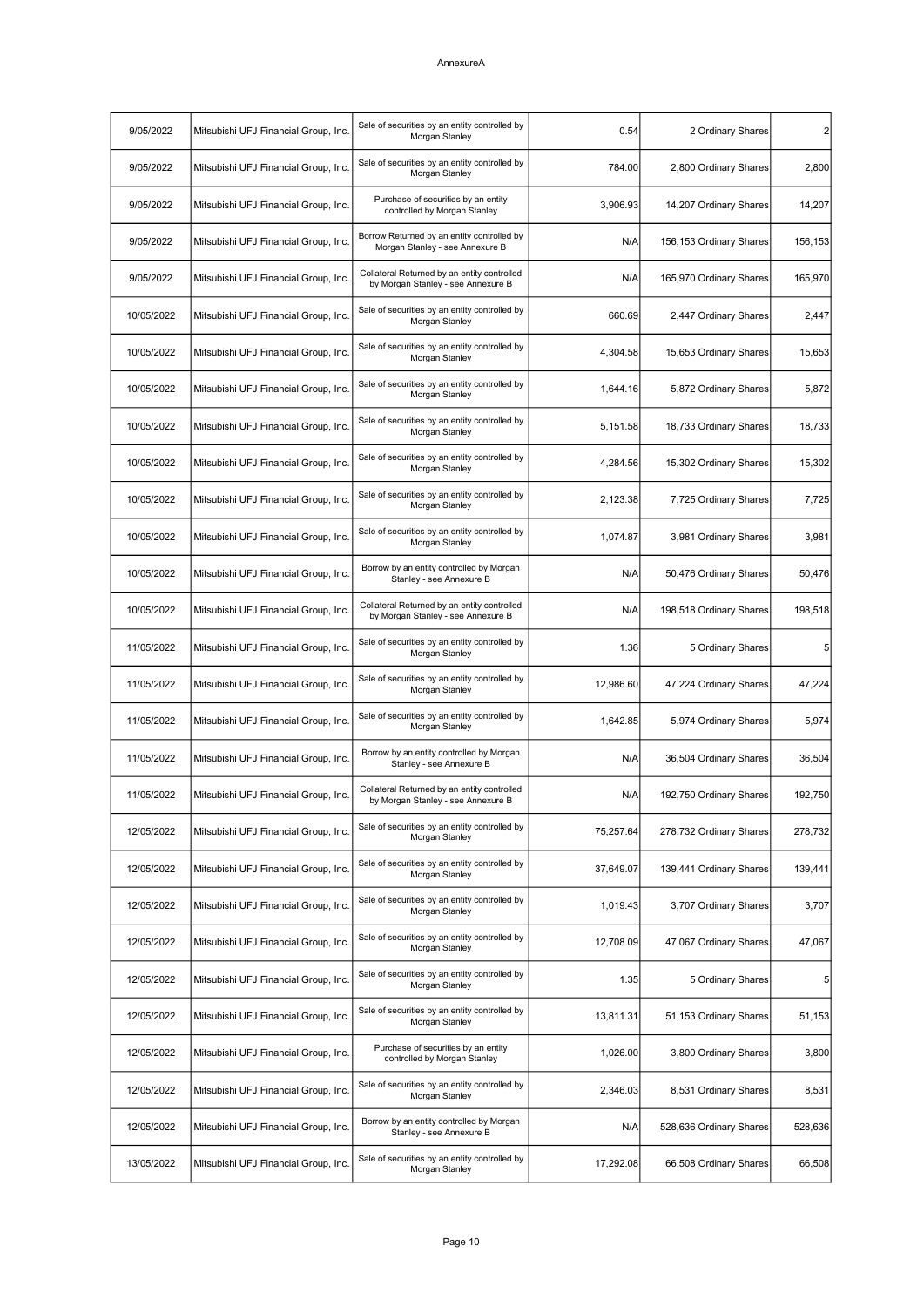| | | | | | |
|---|---|---|---|---|---|
| 9/05/2022 | Mitsubishi UFJ Financial Group, Inc. | Sale of securities by an entity controlled by Morgan Stanley | 0.54 | 2 Ordinary Shares | 2 |
| 9/05/2022 | Mitsubishi UFJ Financial Group, Inc. | Sale of securities by an entity controlled by Morgan Stanley | 784.00 | 2,800 Ordinary Shares | 2,800 |
| 9/05/2022 | Mitsubishi UFJ Financial Group, Inc. | Purchase of securities by an entity controlled by Morgan Stanley | 3,906.93 | 14,207 Ordinary Shares | 14,207 |
| 9/05/2022 | Mitsubishi UFJ Financial Group, Inc. | Borrow Returned by an entity controlled by Morgan Stanley - see Annexure B | N/A | 156,153 Ordinary Shares | 156,153 |
| 9/05/2022 | Mitsubishi UFJ Financial Group, Inc. | Collateral Returned by an entity controlled by Morgan Stanley - see Annexure B | N/A | 165,970 Ordinary Shares | 165,970 |
| 10/05/2022 | Mitsubishi UFJ Financial Group, Inc. | Sale of securities by an entity controlled by Morgan Stanley | 660.69 | 2,447 Ordinary Shares | 2,447 |
| 10/05/2022 | Mitsubishi UFJ Financial Group, Inc. | Sale of securities by an entity controlled by Morgan Stanley | 4,304.58 | 15,653 Ordinary Shares | 15,653 |
| 10/05/2022 | Mitsubishi UFJ Financial Group, Inc. | Sale of securities by an entity controlled by Morgan Stanley | 1,644.16 | 5,872 Ordinary Shares | 5,872 |
| 10/05/2022 | Mitsubishi UFJ Financial Group, Inc. | Sale of securities by an entity controlled by Morgan Stanley | 5,151.58 | 18,733 Ordinary Shares | 18,733 |
| 10/05/2022 | Mitsubishi UFJ Financial Group, Inc. | Sale of securities by an entity controlled by Morgan Stanley | 4,284.56 | 15,302 Ordinary Shares | 15,302 |
| 10/05/2022 | Mitsubishi UFJ Financial Group, Inc. | Sale of securities by an entity controlled by Morgan Stanley | 2,123.38 | 7,725 Ordinary Shares | 7,725 |
| 10/05/2022 | Mitsubishi UFJ Financial Group, Inc. | Sale of securities by an entity controlled by Morgan Stanley | 1,074.87 | 3,981 Ordinary Shares | 3,981 |
| 10/05/2022 | Mitsubishi UFJ Financial Group, Inc. | Borrow by an entity controlled by Morgan Stanley - see Annexure B | N/A | 50,476 Ordinary Shares | 50,476 |
| 10/05/2022 | Mitsubishi UFJ Financial Group, Inc. | Collateral Returned by an entity controlled by Morgan Stanley - see Annexure B | N/A | 198,518 Ordinary Shares | 198,518 |
| 11/05/2022 | Mitsubishi UFJ Financial Group, Inc. | Sale of securities by an entity controlled by Morgan Stanley | 1.36 | 5 Ordinary Shares | 5 |
| 11/05/2022 | Mitsubishi UFJ Financial Group, Inc. | Sale of securities by an entity controlled by Morgan Stanley | 12,986.60 | 47,224 Ordinary Shares | 47,224 |
| 11/05/2022 | Mitsubishi UFJ Financial Group, Inc. | Sale of securities by an entity controlled by Morgan Stanley | 1,642.85 | 5,974 Ordinary Shares | 5,974 |
| 11/05/2022 | Mitsubishi UFJ Financial Group, Inc. | Borrow by an entity controlled by Morgan Stanley - see Annexure B | N/A | 36,504 Ordinary Shares | 36,504 |
| 11/05/2022 | Mitsubishi UFJ Financial Group, Inc. | Collateral Returned by an entity controlled by Morgan Stanley - see Annexure B | N/A | 192,750 Ordinary Shares | 192,750 |
| 12/05/2022 | Mitsubishi UFJ Financial Group, Inc. | Sale of securities by an entity controlled by Morgan Stanley | 75,257.64 | 278,732 Ordinary Shares | 278,732 |
| 12/05/2022 | Mitsubishi UFJ Financial Group, Inc. | Sale of securities by an entity controlled by Morgan Stanley | 37,649.07 | 139,441 Ordinary Shares | 139,441 |
| 12/05/2022 | Mitsubishi UFJ Financial Group, Inc. | Sale of securities by an entity controlled by Morgan Stanley | 1,019.43 | 3,707 Ordinary Shares | 3,707 |
| 12/05/2022 | Mitsubishi UFJ Financial Group, Inc. | Sale of securities by an entity controlled by Morgan Stanley | 12,708.09 | 47,067 Ordinary Shares | 47,067 |
| 12/05/2022 | Mitsubishi UFJ Financial Group, Inc. | Sale of securities by an entity controlled by Morgan Stanley | 1.35 | 5 Ordinary Shares | 5 |
| 12/05/2022 | Mitsubishi UFJ Financial Group, Inc. | Sale of securities by an entity controlled by Morgan Stanley | 13,811.31 | 51,153 Ordinary Shares | 51,153 |
| 12/05/2022 | Mitsubishi UFJ Financial Group, Inc. | Purchase of securities by an entity controlled by Morgan Stanley | 1,026.00 | 3,800 Ordinary Shares | 3,800 |
| 12/05/2022 | Mitsubishi UFJ Financial Group, Inc. | Sale of securities by an entity controlled by Morgan Stanley | 2,346.03 | 8,531 Ordinary Shares | 8,531 |
| 12/05/2022 | Mitsubishi UFJ Financial Group, Inc. | Borrow by an entity controlled by Morgan Stanley - see Annexure B | N/A | 528,636 Ordinary Shares | 528,636 |
| 13/05/2022 | Mitsubishi UFJ Financial Group, Inc. | Sale of securities by an entity controlled by Morgan Stanley | 17,292.08 | 66,508 Ordinary Shares | 66,508 |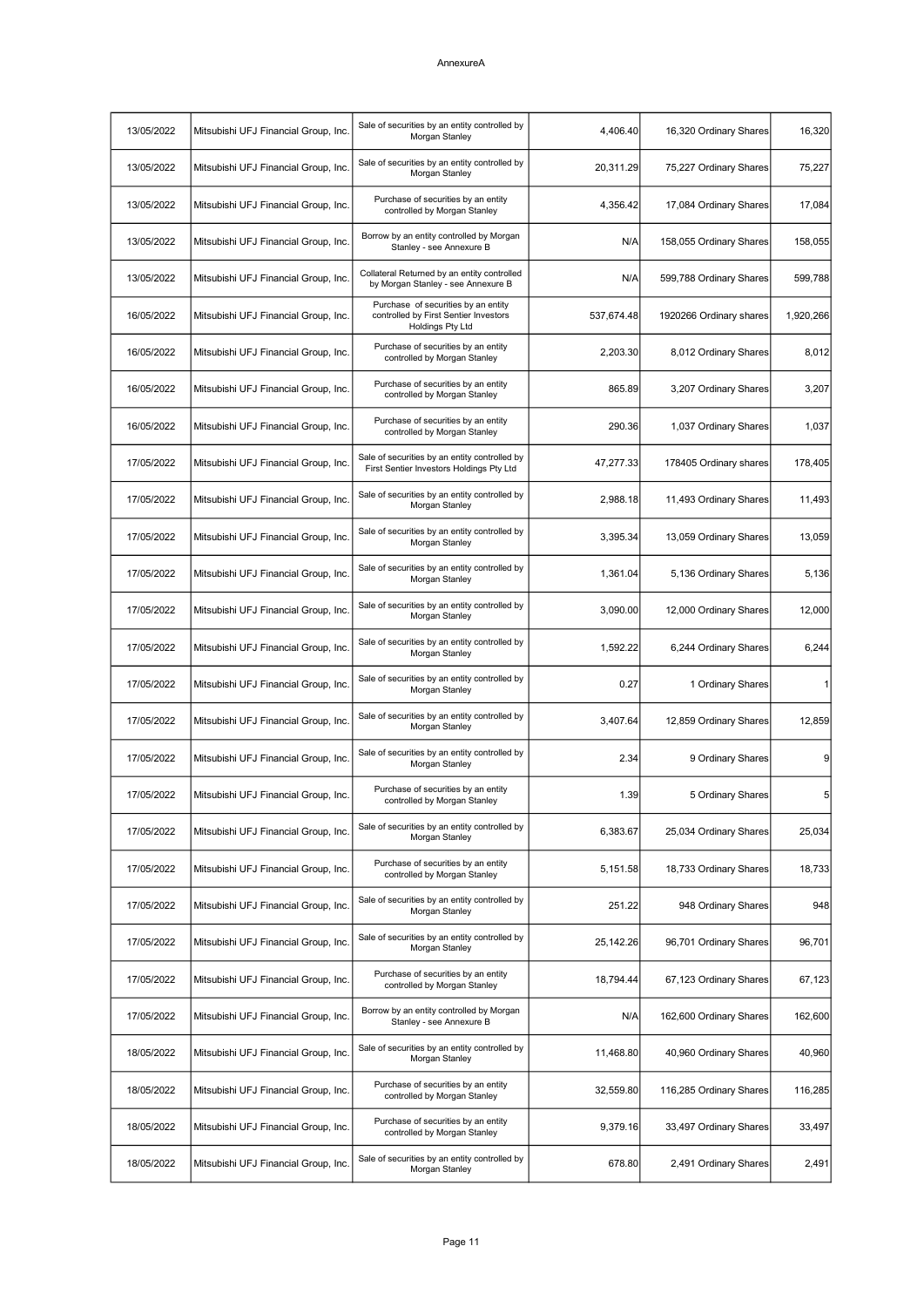AnnexureA

| 13/05/2022 | Mitsubishi UFJ Financial Group, Inc. | Sale of securities by an entity controlled by Morgan Stanley | 4,406.40 | 16,320 Ordinary Shares | 16,320 |
|---|---|---|---|---|---|
| 13/05/2022 | Mitsubishi UFJ Financial Group, Inc. | Sale of securities by an entity controlled by Morgan Stanley | 20,311.29 | 75,227 Ordinary Shares | 75,227 |
| 13/05/2022 | Mitsubishi UFJ Financial Group, Inc. | Purchase of securities by an entity controlled by Morgan Stanley | 4,356.42 | 17,084 Ordinary Shares | 17,084 |
| 13/05/2022 | Mitsubishi UFJ Financial Group, Inc. | Borrow by an entity controlled by Morgan Stanley - see Annexure B | N/A | 158,055 Ordinary Shares | 158,055 |
| 13/05/2022 | Mitsubishi UFJ Financial Group, Inc. | Collateral Returned by an entity controlled by Morgan Stanley - see Annexure B | N/A | 599,788 Ordinary Shares | 599,788 |
| 16/05/2022 | Mitsubishi UFJ Financial Group, Inc. | Purchase of securities by an entity controlled by First Sentier Investors Holdings Pty Ltd | 537,674.48 | 1920266 Ordinary shares | 1,920,266 |
| 16/05/2022 | Mitsubishi UFJ Financial Group, Inc. | Purchase of securities by an entity controlled by Morgan Stanley | 2,203.30 | 8,012 Ordinary Shares | 8,012 |
| 16/05/2022 | Mitsubishi UFJ Financial Group, Inc. | Purchase of securities by an entity controlled by Morgan Stanley | 865.89 | 3,207 Ordinary Shares | 3,207 |
| 16/05/2022 | Mitsubishi UFJ Financial Group, Inc. | Purchase of securities by an entity controlled by Morgan Stanley | 290.36 | 1,037 Ordinary Shares | 1,037 |
| 17/05/2022 | Mitsubishi UFJ Financial Group, Inc. | Sale of securities by an entity controlled by First Sentier Investors Holdings Pty Ltd | 47,277.33 | 178405 Ordinary shares | 178,405 |
| 17/05/2022 | Mitsubishi UFJ Financial Group, Inc. | Sale of securities by an entity controlled by Morgan Stanley | 2,988.18 | 11,493 Ordinary Shares | 11,493 |
| 17/05/2022 | Mitsubishi UFJ Financial Group, Inc. | Sale of securities by an entity controlled by Morgan Stanley | 3,395.34 | 13,059 Ordinary Shares | 13,059 |
| 17/05/2022 | Mitsubishi UFJ Financial Group, Inc. | Sale of securities by an entity controlled by Morgan Stanley | 1,361.04 | 5,136 Ordinary Shares | 5,136 |
| 17/05/2022 | Mitsubishi UFJ Financial Group, Inc. | Sale of securities by an entity controlled by Morgan Stanley | 3,090.00 | 12,000 Ordinary Shares | 12,000 |
| 17/05/2022 | Mitsubishi UFJ Financial Group, Inc. | Sale of securities by an entity controlled by Morgan Stanley | 1,592.22 | 6,244 Ordinary Shares | 6,244 |
| 17/05/2022 | Mitsubishi UFJ Financial Group, Inc. | Sale of securities by an entity controlled by Morgan Stanley | 0.27 | 1 Ordinary Shares | 1 |
| 17/05/2022 | Mitsubishi UFJ Financial Group, Inc. | Sale of securities by an entity controlled by Morgan Stanley | 3,407.64 | 12,859 Ordinary Shares | 12,859 |
| 17/05/2022 | Mitsubishi UFJ Financial Group, Inc. | Sale of securities by an entity controlled by Morgan Stanley | 2.34 | 9 Ordinary Shares | 9 |
| 17/05/2022 | Mitsubishi UFJ Financial Group, Inc. | Purchase of securities by an entity controlled by Morgan Stanley | 1.39 | 5 Ordinary Shares | 5 |
| 17/05/2022 | Mitsubishi UFJ Financial Group, Inc. | Sale of securities by an entity controlled by Morgan Stanley | 6,383.67 | 25,034 Ordinary Shares | 25,034 |
| 17/05/2022 | Mitsubishi UFJ Financial Group, Inc. | Purchase of securities by an entity controlled by Morgan Stanley | 5,151.58 | 18,733 Ordinary Shares | 18,733 |
| 17/05/2022 | Mitsubishi UFJ Financial Group, Inc. | Sale of securities by an entity controlled by Morgan Stanley | 251.22 | 948 Ordinary Shares | 948 |
| 17/05/2022 | Mitsubishi UFJ Financial Group, Inc. | Sale of securities by an entity controlled by Morgan Stanley | 25,142.26 | 96,701 Ordinary Shares | 96,701 |
| 17/05/2022 | Mitsubishi UFJ Financial Group, Inc. | Purchase of securities by an entity controlled by Morgan Stanley | 18,794.44 | 67,123 Ordinary Shares | 67,123 |
| 17/05/2022 | Mitsubishi UFJ Financial Group, Inc. | Borrow by an entity controlled by Morgan Stanley - see Annexure B | N/A | 162,600 Ordinary Shares | 162,600 |
| 18/05/2022 | Mitsubishi UFJ Financial Group, Inc. | Sale of securities by an entity controlled by Morgan Stanley | 11,468.80 | 40,960 Ordinary Shares | 40,960 |
| 18/05/2022 | Mitsubishi UFJ Financial Group, Inc. | Purchase of securities by an entity controlled by Morgan Stanley | 32,559.80 | 116,285 Ordinary Shares | 116,285 |
| 18/05/2022 | Mitsubishi UFJ Financial Group, Inc. | Purchase of securities by an entity controlled by Morgan Stanley | 9,379.16 | 33,497 Ordinary Shares | 33,497 |
| 18/05/2022 | Mitsubishi UFJ Financial Group, Inc. | Sale of securities by an entity controlled by Morgan Stanley | 678.80 | 2,491 Ordinary Shares | 2,491 |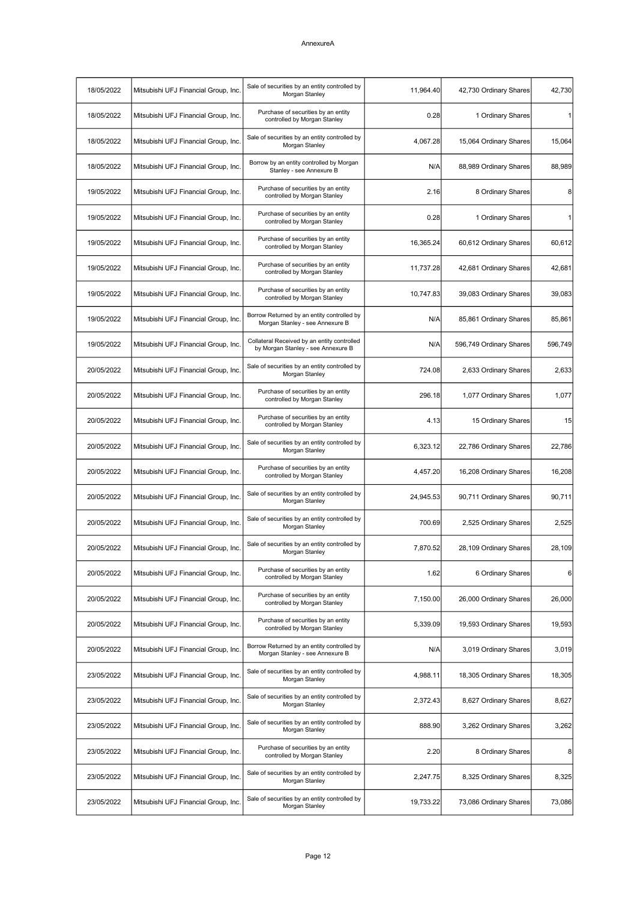AnnexureA

| | | | | | |
|---|---|---|---|---|---|
| 18/05/2022 | Mitsubishi UFJ Financial Group, Inc. | Sale of securities by an entity controlled by Morgan Stanley | 11,964.40 | 42,730 Ordinary Shares | 42,730 |
| 18/05/2022 | Mitsubishi UFJ Financial Group, Inc. | Purchase of securities by an entity controlled by Morgan Stanley | 0.28 | 1 Ordinary Shares | 1 |
| 18/05/2022 | Mitsubishi UFJ Financial Group, Inc. | Sale of securities by an entity controlled by Morgan Stanley | 4,067.28 | 15,064 Ordinary Shares | 15,064 |
| 18/05/2022 | Mitsubishi UFJ Financial Group, Inc. | Borrow by an entity controlled by Morgan Stanley - see Annexure B | N/A | 88,989 Ordinary Shares | 88,989 |
| 19/05/2022 | Mitsubishi UFJ Financial Group, Inc. | Purchase of securities by an entity controlled by Morgan Stanley | 2.16 | 8 Ordinary Shares | 8 |
| 19/05/2022 | Mitsubishi UFJ Financial Group, Inc. | Purchase of securities by an entity controlled by Morgan Stanley | 0.28 | 1 Ordinary Shares | 1 |
| 19/05/2022 | Mitsubishi UFJ Financial Group, Inc. | Purchase of securities by an entity controlled by Morgan Stanley | 16,365.24 | 60,612 Ordinary Shares | 60,612 |
| 19/05/2022 | Mitsubishi UFJ Financial Group, Inc. | Purchase of securities by an entity controlled by Morgan Stanley | 11,737.28 | 42,681 Ordinary Shares | 42,681 |
| 19/05/2022 | Mitsubishi UFJ Financial Group, Inc. | Purchase of securities by an entity controlled by Morgan Stanley | 10,747.83 | 39,083 Ordinary Shares | 39,083 |
| 19/05/2022 | Mitsubishi UFJ Financial Group, Inc. | Borrow Returned by an entity controlled by Morgan Stanley - see Annexure B | N/A | 85,861 Ordinary Shares | 85,861 |
| 19/05/2022 | Mitsubishi UFJ Financial Group, Inc. | Collateral Received by an entity controlled by Morgan Stanley - see Annexure B | N/A | 596,749 Ordinary Shares | 596,749 |
| 20/05/2022 | Mitsubishi UFJ Financial Group, Inc. | Sale of securities by an entity controlled by Morgan Stanley | 724.08 | 2,633 Ordinary Shares | 2,633 |
| 20/05/2022 | Mitsubishi UFJ Financial Group, Inc. | Purchase of securities by an entity controlled by Morgan Stanley | 296.18 | 1,077 Ordinary Shares | 1,077 |
| 20/05/2022 | Mitsubishi UFJ Financial Group, Inc. | Purchase of securities by an entity controlled by Morgan Stanley | 4.13 | 15 Ordinary Shares | 15 |
| 20/05/2022 | Mitsubishi UFJ Financial Group, Inc. | Sale of securities by an entity controlled by Morgan Stanley | 6,323.12 | 22,786 Ordinary Shares | 22,786 |
| 20/05/2022 | Mitsubishi UFJ Financial Group, Inc. | Purchase of securities by an entity controlled by Morgan Stanley | 4,457.20 | 16,208 Ordinary Shares | 16,208 |
| 20/05/2022 | Mitsubishi UFJ Financial Group, Inc. | Sale of securities by an entity controlled by Morgan Stanley | 24,945.53 | 90,711 Ordinary Shares | 90,711 |
| 20/05/2022 | Mitsubishi UFJ Financial Group, Inc. | Sale of securities by an entity controlled by Morgan Stanley | 700.69 | 2,525 Ordinary Shares | 2,525 |
| 20/05/2022 | Mitsubishi UFJ Financial Group, Inc. | Sale of securities by an entity controlled by Morgan Stanley | 7,870.52 | 28,109 Ordinary Shares | 28,109 |
| 20/05/2022 | Mitsubishi UFJ Financial Group, Inc. | Purchase of securities by an entity controlled by Morgan Stanley | 1.62 | 6 Ordinary Shares | 6 |
| 20/05/2022 | Mitsubishi UFJ Financial Group, Inc. | Purchase of securities by an entity controlled by Morgan Stanley | 7,150.00 | 26,000 Ordinary Shares | 26,000 |
| 20/05/2022 | Mitsubishi UFJ Financial Group, Inc. | Purchase of securities by an entity controlled by Morgan Stanley | 5,339.09 | 19,593 Ordinary Shares | 19,593 |
| 20/05/2022 | Mitsubishi UFJ Financial Group, Inc. | Borrow Returned by an entity controlled by Morgan Stanley - see Annexure B | N/A | 3,019 Ordinary Shares | 3,019 |
| 23/05/2022 | Mitsubishi UFJ Financial Group, Inc. | Sale of securities by an entity controlled by Morgan Stanley | 4,988.11 | 18,305 Ordinary Shares | 18,305 |
| 23/05/2022 | Mitsubishi UFJ Financial Group, Inc. | Sale of securities by an entity controlled by Morgan Stanley | 2,372.43 | 8,627 Ordinary Shares | 8,627 |
| 23/05/2022 | Mitsubishi UFJ Financial Group, Inc. | Sale of securities by an entity controlled by Morgan Stanley | 888.90 | 3,262 Ordinary Shares | 3,262 |
| 23/05/2022 | Mitsubishi UFJ Financial Group, Inc. | Purchase of securities by an entity controlled by Morgan Stanley | 2.20 | 8 Ordinary Shares | 8 |
| 23/05/2022 | Mitsubishi UFJ Financial Group, Inc. | Sale of securities by an entity controlled by Morgan Stanley | 2,247.75 | 8,325 Ordinary Shares | 8,325 |
| 23/05/2022 | Mitsubishi UFJ Financial Group, Inc. | Sale of securities by an entity controlled by Morgan Stanley | 19,733.22 | 73,086 Ordinary Shares | 73,086 |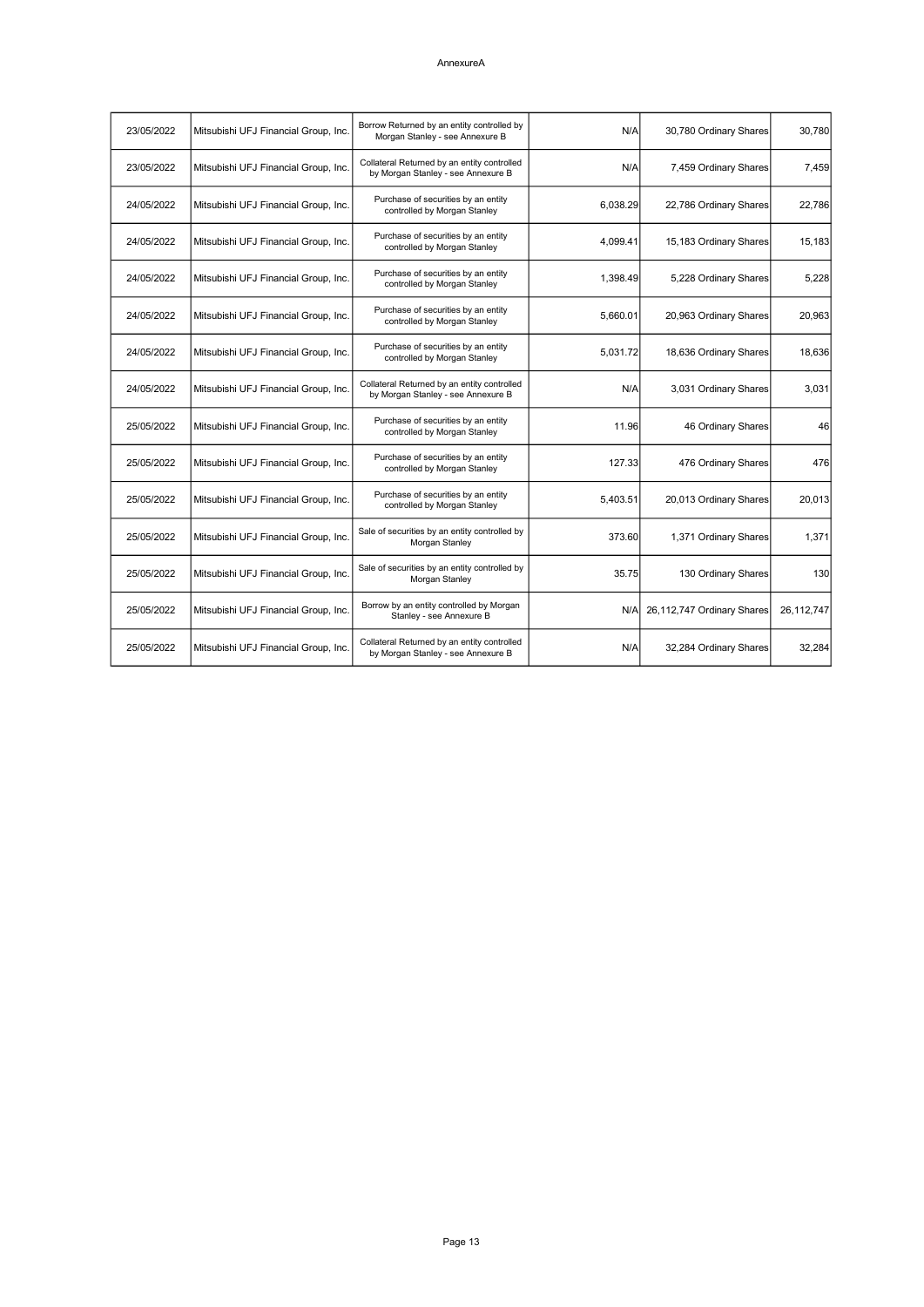AnnexureA

| | | | | | |
|---|---|---|---|---|---|
| 23/05/2022 | Mitsubishi UFJ Financial Group, Inc. | Borrow Returned by an entity controlled by Morgan Stanley - see Annexure B | N/A | 30,780 Ordinary Shares | 30,780 |
| 23/05/2022 | Mitsubishi UFJ Financial Group, Inc. | Collateral Returned by an entity controlled by Morgan Stanley - see Annexure B | N/A | 7,459 Ordinary Shares | 7,459 |
| 24/05/2022 | Mitsubishi UFJ Financial Group, Inc. | Purchase of securities by an entity controlled by Morgan Stanley | 6,038.29 | 22,786 Ordinary Shares | 22,786 |
| 24/05/2022 | Mitsubishi UFJ Financial Group, Inc. | Purchase of securities by an entity controlled by Morgan Stanley | 4,099.41 | 15,183 Ordinary Shares | 15,183 |
| 24/05/2022 | Mitsubishi UFJ Financial Group, Inc. | Purchase of securities by an entity controlled by Morgan Stanley | 1,398.49 | 5,228 Ordinary Shares | 5,228 |
| 24/05/2022 | Mitsubishi UFJ Financial Group, Inc. | Purchase of securities by an entity controlled by Morgan Stanley | 5,660.01 | 20,963 Ordinary Shares | 20,963 |
| 24/05/2022 | Mitsubishi UFJ Financial Group, Inc. | Purchase of securities by an entity controlled by Morgan Stanley | 5,031.72 | 18,636 Ordinary Shares | 18,636 |
| 24/05/2022 | Mitsubishi UFJ Financial Group, Inc. | Collateral Returned by an entity controlled by Morgan Stanley - see Annexure B | N/A | 3,031 Ordinary Shares | 3,031 |
| 25/05/2022 | Mitsubishi UFJ Financial Group, Inc. | Purchase of securities by an entity controlled by Morgan Stanley | 11.96 | 46 Ordinary Shares | 46 |
| 25/05/2022 | Mitsubishi UFJ Financial Group, Inc. | Purchase of securities by an entity controlled by Morgan Stanley | 127.33 | 476 Ordinary Shares | 476 |
| 25/05/2022 | Mitsubishi UFJ Financial Group, Inc. | Purchase of securities by an entity controlled by Morgan Stanley | 5,403.51 | 20,013 Ordinary Shares | 20,013 |
| 25/05/2022 | Mitsubishi UFJ Financial Group, Inc. | Sale of securities by an entity controlled by Morgan Stanley | 373.60 | 1,371 Ordinary Shares | 1,371 |
| 25/05/2022 | Mitsubishi UFJ Financial Group, Inc. | Sale of securities by an entity controlled by Morgan Stanley | 35.75 | 130 Ordinary Shares | 130 |
| 25/05/2022 | Mitsubishi UFJ Financial Group, Inc. | Borrow by an entity controlled by Morgan Stanley - see Annexure B | N/A | 26,112,747 Ordinary Shares | 26,112,747 |
| 25/05/2022 | Mitsubishi UFJ Financial Group, Inc. | Collateral Returned by an entity controlled by Morgan Stanley - see Annexure B | N/A | 32,284 Ordinary Shares | 32,284 |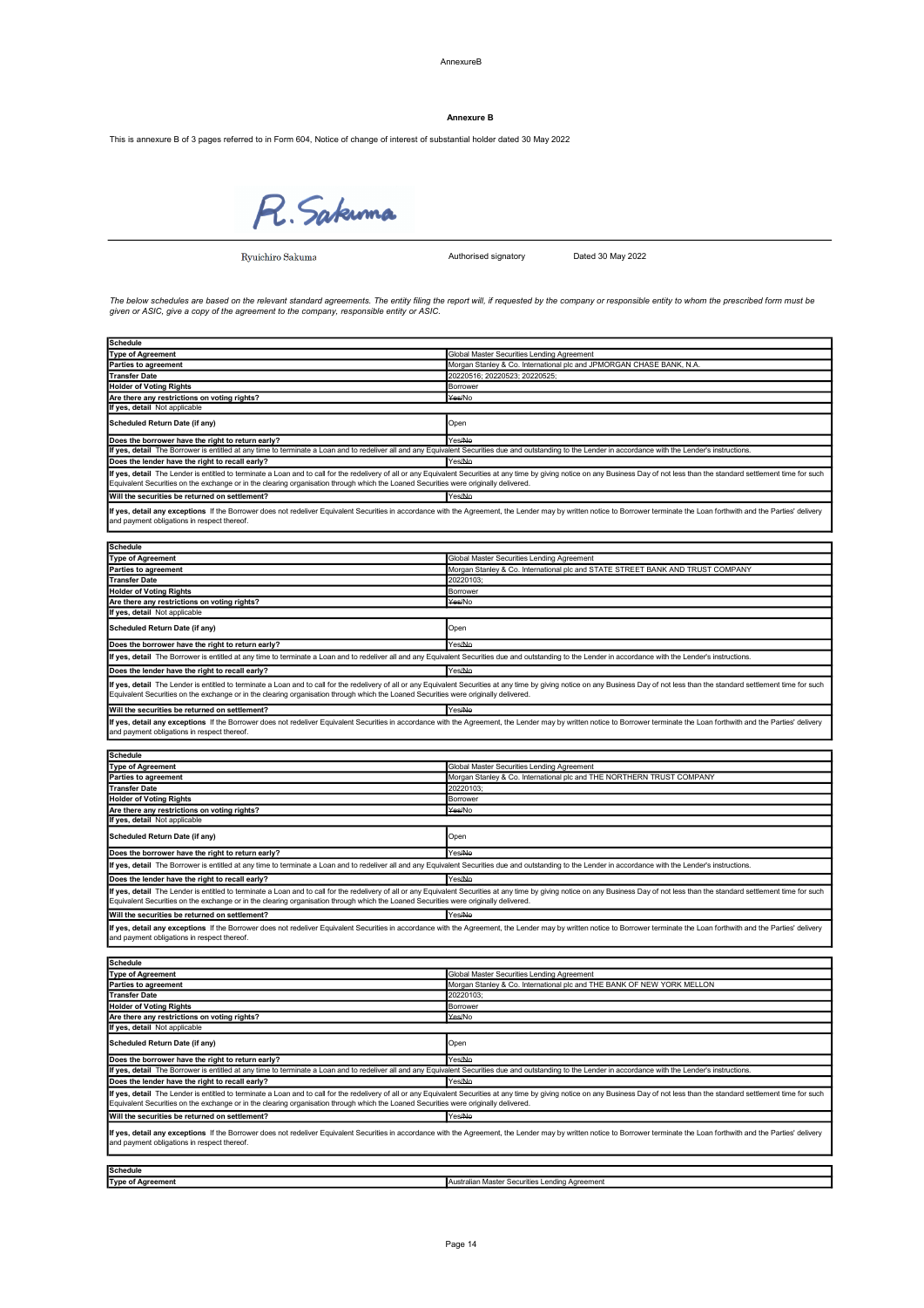**Annexure B**

This is annexure B of 3 pages referred to in Form 604, Notice of change of interest of substantial holder dated 30 May 2022

R. Sakuma

Ryuichiro Sakuma | Authorised signatory | Dated 30 May 2022

*The below schedules are based on the relevant standard agreements. The entity filing the report will, if requested by the company or responsible entity to whom the prescribed form must be given or ASIC, give a copy of the agreement to the company, responsible entity or ASIC.*

| **Schedule** | |
|---|---|
| **Type of Agreement** | Global Master Securities Lending Agreement |
| **Parties to agreement** | Morgan Stanley & Co. International plc and JPMORGAN CHASE BANK, N.A. |
| **Transfer Date** | 20220516; 20220523; 20220525; |
| **Holder of Voting Rights** | Borrower |
| **Are there any restrictions on voting rights?** | ~~Yes~~/No |
| **If yes, detail** Not applicable | |
| **Scheduled Return Date (if any)** | Open |
| **Does the borrower have the right to return early?** | Yes/~~No~~ |
| **If yes, detail** The Borrower is entitled at any time to terminate a Loan and to redeliver all and any Equivalent Securities due and outstanding to the Lender in accordance with the Lender's instructions. | |
| **Does the lender have the right to recall early?** | Yes/~~No~~ |
| **If yes, detail** The Lender is entitled to terminate a Loan and to call for the redelivery of all or any Equivalent Securities at any time by giving notice on any Business Day of not less than the standard settlement time for such Equivalent Securities on the exchange or in the clearing organisation through which the Loaned Securities were originally delivered. | |
| **Will the securities be returned on settlement?** | Yes/~~No~~ |
| **If yes, detail any exceptions** If the Borrower does not redeliver Equivalent Securities in accordance with the Agreement, the Lender may by written notice to Borrower terminate the Loan forthwith and the Parties' delivery and payment obligations in respect thereof. | |

| **Schedule** | |
|---|---|
| **Type of Agreement** | Global Master Securities Lending Agreement |
| **Parties to agreement** | Morgan Stanley & Co. International plc and STATE STREET BANK AND TRUST COMPANY |
| **Transfer Date** | 20220103; |
| **Holder of Voting Rights** | Borrower |
| **Are there any restrictions on voting rights?** | ~~Yes~~/No |
| **If yes, detail** Not applicable | |
| **Scheduled Return Date (if any)** | Open |
| **Does the borrower have the right to return early?** | Yes/~~No~~ |
| **If yes, detail** The Borrower is entitled at any time to terminate a Loan and to redeliver all and any Equivalent Securities due and outstanding to the Lender in accordance with the Lender's instructions. | |
| **Does the lender have the right to recall early?** | Yes/~~No~~ |
| **If yes, detail** The Lender is entitled to terminate a Loan and to call for the redelivery of all or any Equivalent Securities at any time by giving notice on any Business Day of not less than the standard settlement time for such Equivalent Securities on the exchange or in the clearing organisation through which the Loaned Securities were originally delivered. | |
| **Will the securities be returned on settlement?** | Yes/~~No~~ |
| **If yes, detail any exceptions** If the Borrower does not redeliver Equivalent Securities in accordance with the Agreement, the Lender may by written notice to Borrower terminate the Loan forthwith and the Parties' delivery and payment obligations in respect thereof. | |

| **Schedule** | |
|---|---|
| **Type of Agreement** | Global Master Securities Lending Agreement |
| **Parties to agreement** | Morgan Stanley & Co. International plc and THE NORTHERN TRUST COMPANY |
| **Transfer Date** | 20220103; |
| **Holder of Voting Rights** | Borrower |
| **Are there any restrictions on voting rights?** | ~~Yes~~/No |
| **If yes, detail** Not applicable | |
| **Scheduled Return Date (if any)** | Open |
| **Does the borrower have the right to return early?** | Yes/~~No~~ |
| **If yes, detail** The Borrower is entitled at any time to terminate a Loan and to redeliver all and any Equivalent Securities due and outstanding to the Lender in accordance with the Lender's instructions. | |
| **Does the lender have the right to recall early?** | Yes/~~No~~ |
| **If yes, detail** The Lender is entitled to terminate a Loan and to call for the redelivery of all or any Equivalent Securities at any time by giving notice on any Business Day of not less than the standard settlement time for such Equivalent Securities on the exchange or in the clearing organisation through which the Loaned Securities were originally delivered. | |
| **Will the securities be returned on settlement?** | Yes/~~No~~ |
| **If yes, detail any exceptions** If the Borrower does not redeliver Equivalent Securities in accordance with the Agreement, the Lender may by written notice to Borrower terminate the Loan forthwith and the Parties' delivery and payment obligations in respect thereof. | |

| **Schedule** | |
|---|---|
| **Type of Agreement** | Global Master Securities Lending Agreement |
| **Parties to agreement** | Morgan Stanley & Co. International plc and THE BANK OF NEW YORK MELLON |
| **Transfer Date** | 20220103; |
| **Holder of Voting Rights** | Borrower |
| **Are there any restrictions on voting rights?** | ~~Yes~~/No |
| **If yes, detail** Not applicable | |
| **Scheduled Return Date (if any)** | Open |
| **Does the borrower have the right to return early?** | Yes/~~No~~ |
| **If yes, detail** The Borrower is entitled at any time to terminate a Loan and to redeliver all and any Equivalent Securities due and outstanding to the Lender in accordance with the Lender's instructions. | |
| **Does the lender have the right to recall early?** | Yes/~~No~~ |
| **If yes, detail** The Lender is entitled to terminate a Loan and to call for the redelivery of all or any Equivalent Securities at any time by giving notice on any Business Day of not less than the standard settlement time for such Equivalent Securities on the exchange or in the clearing organisation through which the Loaned Securities were originally delivered. | |
| **Will the securities be returned on settlement?** | Yes/~~No~~ |
| **If yes, detail any exceptions** If the Borrower does not redeliver Equivalent Securities in accordance with the Agreement, the Lender may by written notice to Borrower terminate the Loan forthwith and the Parties' delivery and payment obligations in respect thereof. | |

| **Schedule** | |
|---|---|
| **Type of Agreement** | Australian Master Securities Lending Agreement |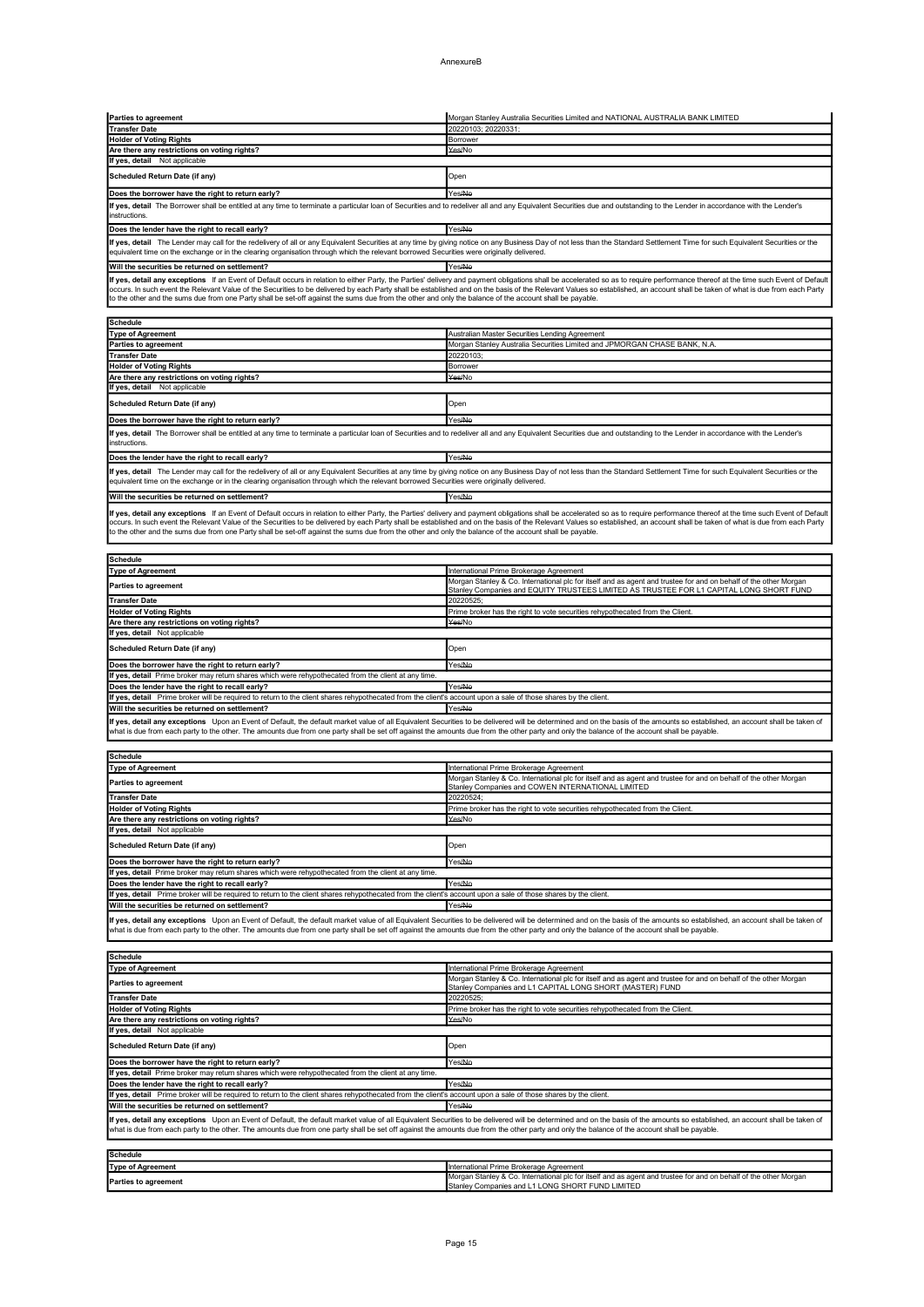AnnexureB

| Parties to agreement | Morgan Stanley Australia Securities Limited and NATIONAL AUSTRALIA BANK LIMITED |
|---|---|
| Transfer Date | 20220103; 20220331; |
| Holder of Voting Rights | Borrower |
| Are there any restrictions on voting rights? | Yes/No |
| If yes, detail Not applicable | |
| Scheduled Return Date (if any) | Open |
| Does the borrower have the right to return early? | Yes/No |
| If yes, detail The Borrower shall be entitled at any time to terminate a particular loan of Securities and to redeliver all and any Equivalent Securities due and outstanding to the Lender in accordance with the Lender's instructions. | |
| Does the lender have the right to recall early? | Yes/No |
| If yes, detail The Lender may call for the redelivery of all or any Equivalent Securities at any time by giving notice on any Business Day of not less than the Standard Settlement Time for such Equivalent Securities or the equivalent time on the exchange or in the clearing organisation through which the relevant borrowed Securities were originally delivered. | |
| Will the securities be returned on settlement? | Yes/No |
| If yes, detail any exceptions If an Event of Default occurs in relation to either Party, the Parties' delivery and payment obligations shall be accelerated so as to require performance thereof at the time such Event of Default occurs. In such event the Relevant Value of the Securities to be delivered by each Party shall be established and on the basis of the Relevant Values so established, an account shall be taken of what is due from each Party to the other and the sums due from one Party shall be set-off against the sums due from the other and only the balance of the account shall be payable. | |

| Schedule | |
|---|---|
| Type of Agreement | Australian Master Securities Lending Agreement |
| Parties to agreement | Morgan Stanley Australia Securities Limited and JPMORGAN CHASE BANK, N.A. |
| Transfer Date | 20220103; |
| Holder of Voting Rights | Borrower |
| Are there any restrictions on voting rights? | Yes/No |
| If yes, detail Not applicable | |
| Scheduled Return Date (if any) | Open |
| Does the borrower have the right to return early? | Yes/No |
| If yes, detail The Borrower shall be entitled at any time to terminate a particular loan of Securities and to redeliver all and any Equivalent Securities due and outstanding to the Lender in accordance with the Lender's instructions. | |
| Does the lender have the right to recall early? | Yes/No |
| If yes, detail The Lender may call for the redelivery of all or any Equivalent Securities at any time by giving notice on any Business Day of not less than the Standard Settlement Time for such Equivalent Securities or the equivalent time on the exchange or in the clearing organisation through which the relevant borrowed Securities were originally delivered. | |
| Will the securities be returned on settlement? | Yes/No |
| If yes, detail any exceptions If an Event of Default occurs in relation to either Party, the Parties' delivery and payment obligations shall be accelerated so as to require performance thereof at the time such Event of Default occurs. In such event the Relevant Value of the Securities to be delivered by each Party shall be established and on the basis of the Relevant Values so established, an account shall be taken of what is due from each Party to the other and the sums due from one Party shall be set-off against the sums due from the other and only the balance of the account shall be payable. | |

| Schedule | |
|---|---|
| Type of Agreement | International Prime Brokerage Agreement |
| Parties to agreement | Morgan Stanley & Co. International plc for itself and as agent and trustee for and on behalf of the other Morgan Stanley Companies and EQUITY TRUSTEES LIMITED AS TRUSTEE FOR L1 CAPITAL LONG SHORT FUND |
| Transfer Date | 20220525; |
| Holder of Voting Rights | Prime broker has the right to vote securities rehypothecated from the Client. |
| Are there any restrictions on voting rights? | Yes/No |
| If yes, detail Not applicable | |
| Scheduled Return Date (if any) | Open |
| Does the borrower have the right to return early? | Yes/No |
| If yes, detail Prime broker may return shares which were rehypothecated from the client at any time. | |
| Does the lender have the right to recall early? | Yes/No |
| If yes, detail Prime broker will be required to return to the client shares rehypothecated from the client's account upon a sale of those shares by the client. | |
| Will the securities be returned on settlement? | Yes/No |
| If yes, detail any exceptions Upon an Event of Default, the default market value of all Equivalent Securities to be delivered will be determined and on the basis of the amounts so established, an account shall be taken of what is due from each party to the other. The amounts due from one party shall be set off against the amounts due from the other party and only the balance of the account shall be payable. | |

| Schedule | |
|---|---|
| Type of Agreement | International Prime Brokerage Agreement |
| Parties to agreement | Morgan Stanley & Co. International plc for itself and as agent and trustee for and on behalf of the other Morgan Stanley Companies and COWEN INTERNATIONAL LIMITED |
| Transfer Date | 20220524; |
| Holder of Voting Rights | Prime broker has the right to vote securities rehypothecated from the Client. |
| Are there any restrictions on voting rights? | Yes/No |
| If yes, detail Not applicable | |
| Scheduled Return Date (if any) | Open |
| Does the borrower have the right to return early? | Yes/No |
| If yes, detail Prime broker may return shares which were rehypothecated from the client at any time. | |
| Does the lender have the right to recall early? | Yes/No |
| If yes, detail Prime broker will be required to return to the client shares rehypothecated from the client's account upon a sale of those shares by the client. | |
| Will the securities be returned on settlement? | Yes/No |
| If yes, detail any exceptions Upon an Event of Default, the default market value of all Equivalent Securities to be delivered will be determined and on the basis of the amounts so established, an account shall be taken of what is due from each party to the other. The amounts due from one party shall be set off against the amounts due from the other party and only the balance of the account shall be payable. | |

| Schedule | |
|---|---|
| Type of Agreement | International Prime Brokerage Agreement |
| Parties to agreement | Morgan Stanley & Co. International plc for itself and as agent and trustee for and on behalf of the other Morgan Stanley Companies and L1 CAPITAL LONG SHORT (MASTER) FUND |
| Transfer Date | 20220525; |
| Holder of Voting Rights | Prime broker has the right to vote securities rehypothecated from the Client. |
| Are there any restrictions on voting rights? | Yes/No |
| If yes, detail Not applicable | |
| Scheduled Return Date (if any) | Open |
| Does the borrower have the right to return early? | Yes/No |
| If yes, detail Prime broker may return shares which were rehypothecated from the client at any time. | |
| Does the lender have the right to recall early? | Yes/No |
| If yes, detail Prime broker will be required to return to the client shares rehypothecated from the client's account upon a sale of those shares by the client. | |
| Will the securities be returned on settlement? | Yes/No |
| If yes, detail any exceptions Upon an Event of Default, the default market value of all Equivalent Securities to be delivered will be determined and on the basis of the amounts so established, an account shall be taken of what is due from each party to the other. The amounts due from one party shall be set off against the amounts due from the other party and only the balance of the account shall be payable. | |

| Schedule | |
|---|---|
| Type of Agreement | International Prime Brokerage Agreement |
| Parties to agreement | Morgan Stanley & Co. International plc for itself and as agent and trustee for and on behalf of the other Morgan Stanley Companies and L1 LONG SHORT FUND LIMITED |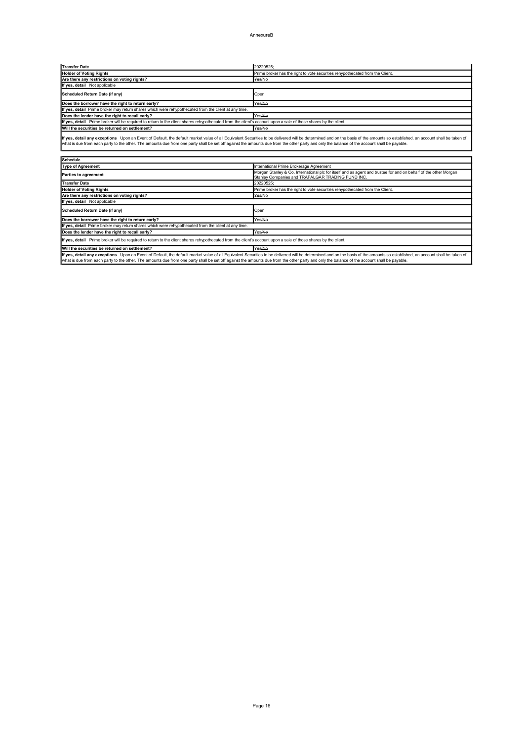| | |
|---|---|
| **Transfer Date** | 20220525; |
| **Holder of Voting Rights** | Prime broker has the right to vote securities rehypothecated from the Client. |
| **Are there any restrictions on voting rights?** | ~~Yes~~/No |
| **If yes, detail** Not applicable | |
| **Scheduled Return Date (if any)** | Open |
| **Does the borrower have the right to return early?** | Yes/~~No~~ |
| **If yes, detail** Prime broker may return shares which were rehypothecated from the client at any time. | |
| **Does the lender have the right to recall early?** | Yes/~~No~~ |
| **If yes, detail** Prime broker will be required to return to the client shares rehypothecated from the client's account upon a sale of those shares by the client. | |
| **Will the securities be returned on settlement?** | Yes/~~No~~ |
| **If yes, detail any exceptions** Upon an Event of Default, the default market value of all Equivalent Securities to be delivered will be determined and on the basis of the amounts so established, an account shall be taken of what is due from each party to the other. The amounts due from one party shall be set off against the amounts due from the other party and only the balance of the account shall be payable. | |

| | |
|---|---|
| **Schedule** | |
| **Type of Agreement** | International Prime Brokerage Agreement |
| **Parties to agreement** | Morgan Stanley & Co. International plc for itself and as agent and trustee for and on behalf of the other Morgan Stanley Companies and TRAFALGAR TRADING FUND INC. |
| **Transfer Date** | 20220525; |
| **Holder of Voting Rights** | Prime broker has the right to vote securities rehypothecated from the Client. |
| **Are there any restrictions on voting rights?** | ~~Yes~~/No |
| **If yes, detail** Not applicable | |
| **Scheduled Return Date (if any)** | Open |
| **Does the borrower have the right to return early?** | Yes/~~No~~ |
| **If yes, detail** Prime broker may return shares which were rehypothecated from the client at any time. | |
| **Does the lender have the right to recall early?** | Yes/~~No~~ |
| **If yes, detail** Prime broker will be required to return to the client shares rehypothecated from the client's account upon a sale of those shares by the client. | |
| **Will the securities be returned on settlement?** | Yes/~~No~~ |
| **If yes, detail any exceptions** Upon an Event of Default, the default market value of all Equivalent Securities to be delivered will be determined and on the basis of the amounts so established, an account shall be taken of what is due from each party to the other. The amounts due from one party shall be set off against the amounts due from the other party and only the balance of the account shall be payable. | |